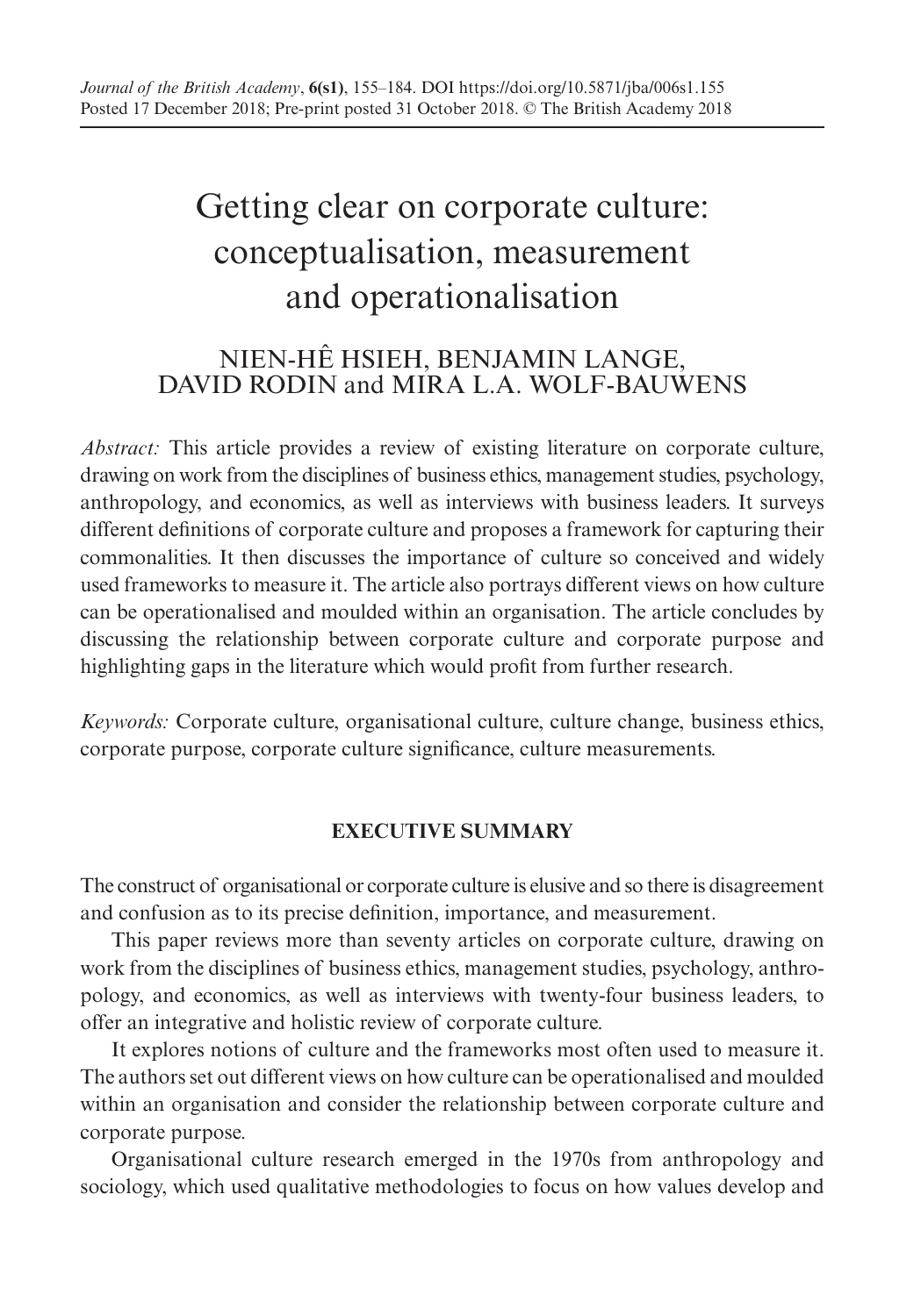# Getting clear on corporate culture: conceptualisation, measurement and operationalisation

NIEN-HÊ HSIEH, BENJAMIN LANGE, DAVID RODIN and MIRA L.A. WOLF-BAUWENS

*Abstract:* This article provides a review of existing literature on corporate culture, drawing on work from the disciplines of business ethics, management studies, psychology, anthropology, and economics, as well as interviews with business leaders. It surveys different definitions of corporate culture and proposes a framework for capturing their commonalities. It then discusses the importance of culture so conceived and widely used frameworks to measure it. The article also portrays different views on how culture can be operationalised and moulded within an organisation. The article concludes by discussing the relationship between corporate culture and corporate purpose and highlighting gaps in the literature which would profit from further research.

*Keywords:* Corporate culture, organisational culture, culture change, business ethics, corporate purpose, corporate culture significance, culture measurements.

## EXECUTIVE SUMMARY

The construct of organisational or corporate culture is elusive and so there is disagreement and confusion as to its precise definition, importance, and measurement.

This paper reviews more than seventy articles on corporate culture, drawing on work from the disciplines of business ethics, management studies, psychology, anthropology, and economics, as well as interviews with twenty-four business leaders, to offer an integrative and holistic review of corporate culture.

It explores notions of culture and the frameworks most often used to measure it. The authors set out different views on how culture can be operationalised and moulded within an organisation and consider the relationship between corporate culture and corporate purpose.

Organisational culture research emerged in the 1970s from anthropology and sociology, which used qualitative methodologies to focus on how values develop and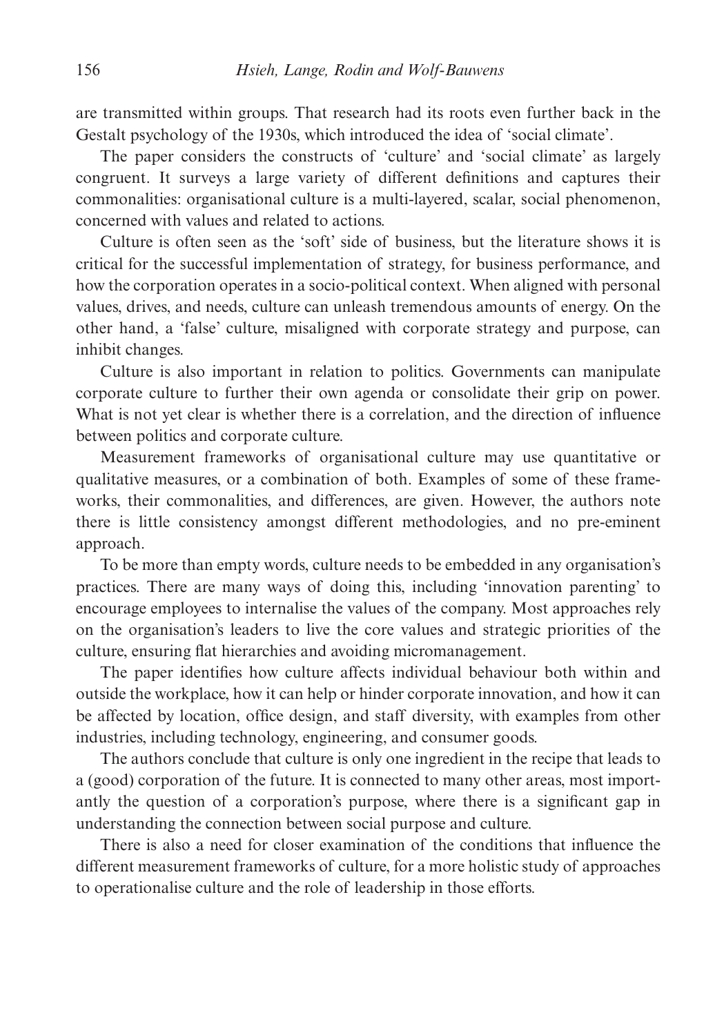are transmitted within groups. That research had its roots even further back in the Gestalt psychology of the 1930s, which introduced the idea of 'social climate'.

The paper considers the constructs of 'culture' and 'social climate' as largely congruent. It surveys a large variety of different definitions and captures their commonalities: organisational culture is a multi-layered, scalar, social phenomenon, concerned with values and related to actions.

Culture is often seen as the 'soft' side of business, but the literature shows it is critical for the successful implementation of strategy, for business performance, and how the corporation operates in a socio-political context. When aligned with personal values, drives, and needs, culture can unleash tremendous amounts of energy. On the other hand, a 'false' culture, misaligned with corporate strategy and purpose, can inhibit changes.

Culture is also important in relation to politics. Governments can manipulate corporate culture to further their own agenda or consolidate their grip on power. What is not yet clear is whether there is a correlation, and the direction of influence between politics and corporate culture.

Measurement frameworks of organisational culture may use quantitative or qualitative measures, or a combination of both. Examples of some of these frameworks, their commonalities, and differences, are given. However, the authors note there is little consistency amongst different methodologies, and no pre-eminent approach.

To be more than empty words, culture needs to be embedded in any organisation's practices. There are many ways of doing this, including 'innovation parenting' to encourage employees to internalise the values of the company. Most approaches rely on the organisation's leaders to live the core values and strategic priorities of the culture, ensuring flat hierarchies and avoiding micromanagement.

The paper identifies how culture affects individual behaviour both within and outside the workplace, how it can help or hinder corporate innovation, and how it can be affected by location, office design, and staff diversity, with examples from other industries, including technology, engineering, and consumer goods.

The authors conclude that culture is only one ingredient in the recipe that leads to a (good) corporation of the future. It is connected to many other areas, most importantly the question of a corporation's purpose, where there is a significant gap in understanding the connection between social purpose and culture.

There is also a need for closer examination of the conditions that influence the different measurement frameworks of culture, for a more holistic study of approaches to operationalise culture and the role of leadership in those efforts.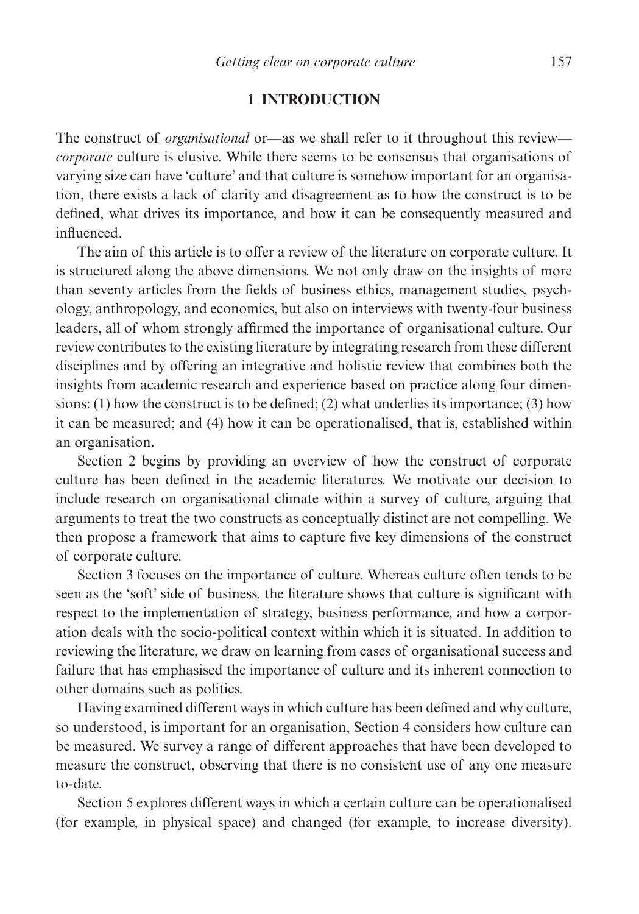## 1 INTRODUCTION

The construct of *organisational* or—as we shall refer to it throughout this review—*corporate* culture is elusive. While there seems to be consensus that organisations of varying size can have 'culture' and that culture is somehow important for an organisation, there exists a lack of clarity and disagreement as to how the construct is to be defined, what drives its importance, and how it can be consequently measured and influenced.

The aim of this article is to offer a review of the literature on corporate culture. It is structured along the above dimensions. We not only draw on the insights of more than seventy articles from the fields of business ethics, management studies, psychology, anthropology, and economics, but also on interviews with twenty-four business leaders, all of whom strongly affirmed the importance of organisational culture. Our review contributes to the existing literature by integrating research from these different disciplines and by offering an integrative and holistic review that combines both the insights from academic research and experience based on practice along four dimensions: (1) how the construct is to be defined; (2) what underlies its importance; (3) how it can be measured; and (4) how it can be operationalised, that is, established within an organisation.

Section 2 begins by providing an overview of how the construct of corporate culture has been defined in the academic literatures. We motivate our decision to include research on organisational climate within a survey of culture, arguing that arguments to treat the two constructs as conceptually distinct are not compelling. We then propose a framework that aims to capture five key dimensions of the construct of corporate culture.

Section 3 focuses on the importance of culture. Whereas culture often tends to be seen as the 'soft' side of business, the literature shows that culture is significant with respect to the implementation of strategy, business performance, and how a corporation deals with the socio-political context within which it is situated. In addition to reviewing the literature, we draw on learning from cases of organisational success and failure that has emphasised the importance of culture and its inherent connection to other domains such as politics.

Having examined different ways in which culture has been defined and why culture, so understood, is important for an organisation, Section 4 considers how culture can be measured. We survey a range of different approaches that have been developed to measure the construct, observing that there is no consistent use of any one measure to-date.

Section 5 explores different ways in which a certain culture can be operationalised (for example, in physical space) and changed (for example, to increase diversity).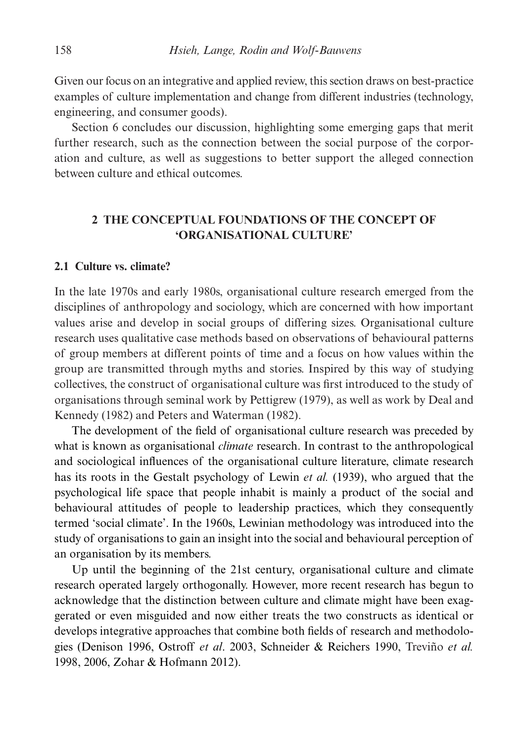Given our focus on an integrative and applied review, this section draws on best-practice examples of culture implementation and change from different industries (technology, engineering, and consumer goods).

Section 6 concludes our discussion, highlighting some emerging gaps that merit further research, such as the connection between the social purpose of the corporation and culture, as well as suggestions to better support the alleged connection between culture and ethical outcomes.

## 2 THE CONCEPTUAL FOUNDATIONS OF THE CONCEPT OF 'ORGANISATIONAL CULTURE'

### 2.1 Culture vs. climate?

In the late 1970s and early 1980s, organisational culture research emerged from the disciplines of anthropology and sociology, which are concerned with how important values arise and develop in social groups of differing sizes. Organisational culture research uses qualitative case methods based on observations of behavioural patterns of group members at different points of time and a focus on how values within the group are transmitted through myths and stories. Inspired by this way of studying collectives, the construct of organisational culture was first introduced to the study of organisations through seminal work by Pettigrew (1979), as well as work by Deal and Kennedy (1982) and Peters and Waterman (1982).

The development of the field of organisational culture research was preceded by what is known as organisational *climate* research. In contrast to the anthropological and sociological influences of the organisational culture literature, climate research has its roots in the Gestalt psychology of Lewin *et al.* (1939), who argued that the psychological life space that people inhabit is mainly a product of the social and behavioural attitudes of people to leadership practices, which they consequently termed 'social climate'. In the 1960s, Lewinian methodology was introduced into the study of organisations to gain an insight into the social and behavioural perception of an organisation by its members.

Up until the beginning of the 21st century, organisational culture and climate research operated largely orthogonally. However, more recent research has begun to acknowledge that the distinction between culture and climate might have been exaggerated or even misguided and now either treats the two constructs as identical or develops integrative approaches that combine both fields of research and methodologies (Denison 1996, Ostroff *et al*. 2003, Schneider & Reichers 1990, Treviño *et al.* 1998, 2006, Zohar & Hofmann 2012).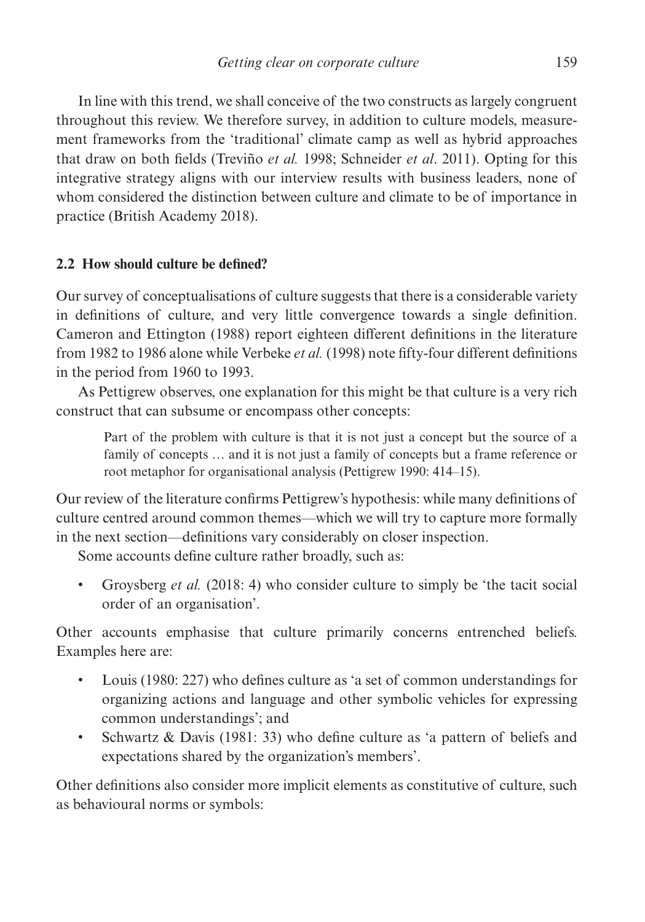In line with this trend, we shall conceive of the two constructs as largely congruent throughout this review. We therefore survey, in addition to culture models, measurement frameworks from the 'traditional' climate camp as well as hybrid approaches that draw on both fields (Treviño *et al.* 1998; Schneider *et al*. 2011). Opting for this integrative strategy aligns with our interview results with business leaders, none of whom considered the distinction between culture and climate to be of importance in practice (British Academy 2018).

## 2.2 How should culture be defined?

Our survey of conceptualisations of culture suggests that there is a considerable variety in definitions of culture, and very little convergence towards a single definition. Cameron and Ettington (1988) report eighteen different definitions in the literature from 1982 to 1986 alone while Verbeke *et al.* (1998) note fifty-four different definitions in the period from 1960 to 1993.

As Pettigrew observes, one explanation for this might be that culture is a very rich construct that can subsume or encompass other concepts:

> Part of the problem with culture is that it is not just a concept but the source of a family of concepts … and it is not just a family of concepts but a frame reference or root metaphor for organisational analysis (Pettigrew 1990: 414–15).

Our review of the literature confirms Pettigrew's hypothesis: while many definitions of culture centred around common themes—which we will try to capture more formally in the next section—definitions vary considerably on closer inspection.

Some accounts define culture rather broadly, such as:

- Groysberg *et al.* (2018: 4) who consider culture to simply be 'the tacit social order of an organisation'.

Other accounts emphasise that culture primarily concerns entrenched beliefs. Examples here are:

- Louis (1980: 227) who defines culture as 'a set of common understandings for organizing actions and language and other symbolic vehicles for expressing common understandings'; and
- Schwartz & Davis (1981: 33) who define culture as 'a pattern of beliefs and expectations shared by the organization's members'.

Other definitions also consider more implicit elements as constitutive of culture, such as behavioural norms or symbols: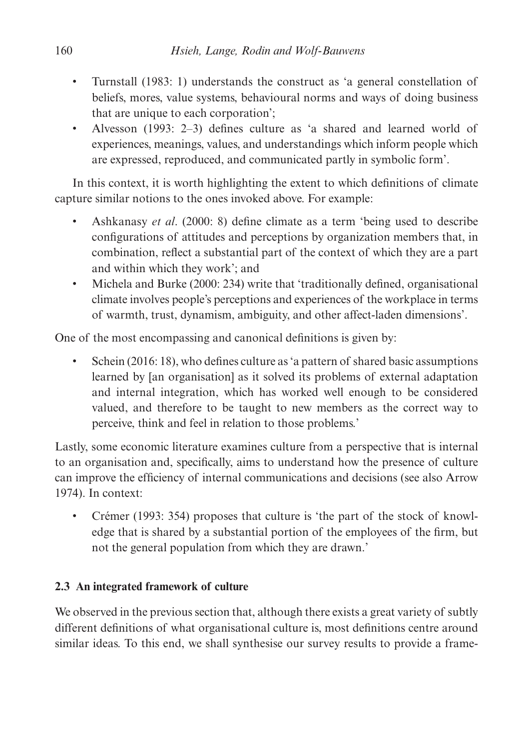- Turnstall (1983: 1) understands the construct as 'a general constellation of beliefs, mores, value systems, behavioural norms and ways of doing business that are unique to each corporation';
- Alvesson (1993: 2–3) defines culture as 'a shared and learned world of experiences, meanings, values, and understandings which inform people which are expressed, reproduced, and communicated partly in symbolic form'.

In this context, it is worth highlighting the extent to which definitions of climate capture similar notions to the ones invoked above. For example:

- Ashkanasy *et al*. (2000: 8) define climate as a term 'being used to describe configurations of attitudes and perceptions by organization members that, in combination, reflect a substantial part of the context of which they are a part and within which they work'; and
- Michela and Burke (2000: 234) write that 'traditionally defined, organisational climate involves people's perceptions and experiences of the workplace in terms of warmth, trust, dynamism, ambiguity, and other affect-laden dimensions'.

One of the most encompassing and canonical definitions is given by:

- Schein (2016: 18), who defines culture as 'a pattern of shared basic assumptions learned by [an organisation] as it solved its problems of external adaptation and internal integration, which has worked well enough to be considered valued, and therefore to be taught to new members as the correct way to perceive, think and feel in relation to those problems.'

Lastly, some economic literature examines culture from a perspective that is internal to an organisation and, specifically, aims to understand how the presence of culture can improve the efficiency of internal communications and decisions (see also Arrow 1974). In context:

- Crémer (1993: 354) proposes that culture is 'the part of the stock of knowledge that is shared by a substantial portion of the employees of the firm, but not the general population from which they are drawn.'

### 2.3 An integrated framework of culture

We observed in the previous section that, although there exists a great variety of subtly different definitions of what organisational culture is, most definitions centre around similar ideas. To this end, we shall synthesise our survey results to provide a frame-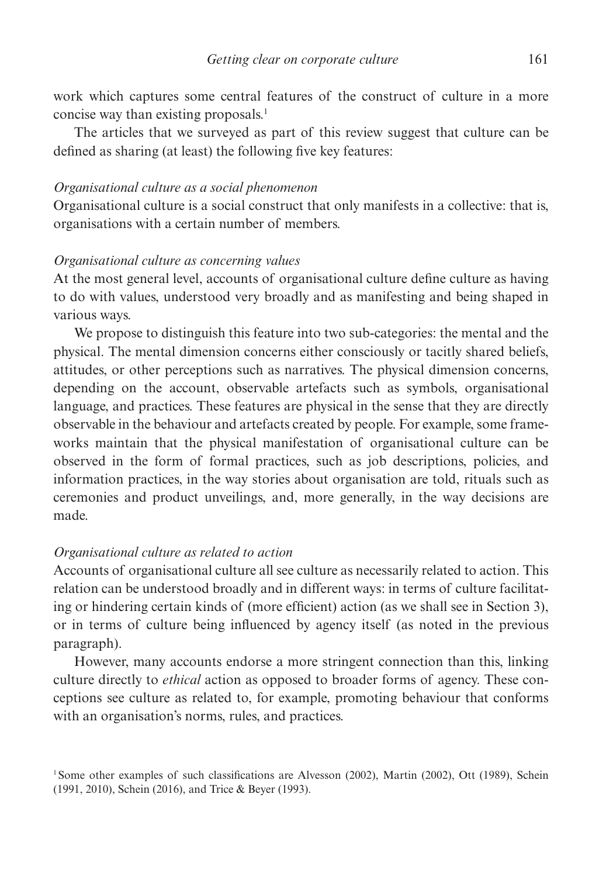work which captures some central features of the construct of culture in a more concise way than existing proposals.[1]

The articles that we surveyed as part of this review suggest that culture can be defined as sharing (at least) the following five key features:

*Organisational culture as a social phenomenon*

Organisational culture is a social construct that only manifests in a collective: that is, organisations with a certain number of members.

*Organisational culture as concerning values*

At the most general level, accounts of organisational culture define culture as having to do with values, understood very broadly and as manifesting and being shaped in various ways.

We propose to distinguish this feature into two sub-categories: the mental and the physical. The mental dimension concerns either consciously or tacitly shared beliefs, attitudes, or other perceptions such as narratives. The physical dimension concerns, depending on the account, observable artefacts such as symbols, organisational language, and practices. These features are physical in the sense that they are directly observable in the behaviour and artefacts created by people. For example, some frameworks maintain that the physical manifestation of organisational culture can be observed in the form of formal practices, such as job descriptions, policies, and information practices, in the way stories about organisation are told, rituals such as ceremonies and product unveilings, and, more generally, in the way decisions are made.

*Organisational culture as related to action*

Accounts of organisational culture all see culture as necessarily related to action. This relation can be understood broadly and in different ways: in terms of culture facilitating or hindering certain kinds of (more efficient) action (as we shall see in Section 3), or in terms of culture being influenced by agency itself (as noted in the previous paragraph).

However, many accounts endorse a more stringent connection than this, linking culture directly to *ethical* action as opposed to broader forms of agency. These conceptions see culture as related to, for example, promoting behaviour that conforms with an organisation's norms, rules, and practices.

[1] Some other examples of such classifications are Alvesson (2002), Martin (2002), Ott (1989), Schein (1991, 2010), Schein (2016), and Trice & Beyer (1993).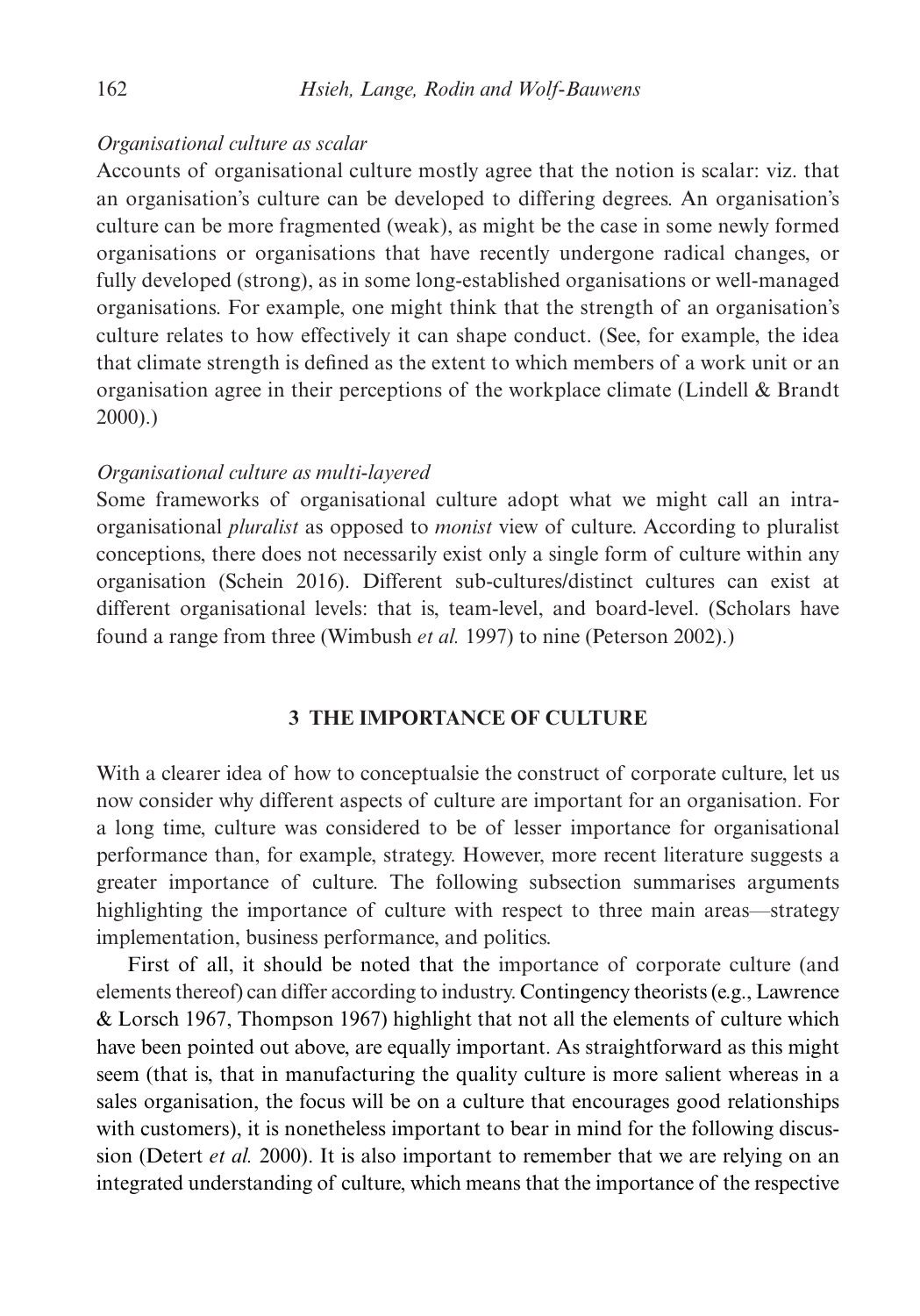*Organisational culture as scalar*

Accounts of organisational culture mostly agree that the notion is scalar: viz. that an organisation's culture can be developed to differing degrees. An organisation's culture can be more fragmented (weak), as might be the case in some newly formed organisations or organisations that have recently undergone radical changes, or fully developed (strong), as in some long-established organisations or well-managed organisations. For example, one might think that the strength of an organisation's culture relates to how effectively it can shape conduct. (See, for example, the idea that climate strength is defined as the extent to which members of a work unit or an organisation agree in their perceptions of the workplace climate (Lindell & Brandt 2000).)

*Organisational culture as multi-layered*

Some frameworks of organisational culture adopt what we might call an intra-organisational *pluralist* as opposed to *monist* view of culture. According to pluralist conceptions, there does not necessarily exist only a single form of culture within any organisation (Schein 2016). Different sub-cultures/distinct cultures can exist at different organisational levels: that is, team-level, and board-level. (Scholars have found a range from three (Wimbush *et al.* 1997) to nine (Peterson 2002).)

## 3 THE IMPORTANCE OF CULTURE

With a clearer idea of how to conceptualsie the construct of corporate culture, let us now consider why different aspects of culture are important for an organisation. For a long time, culture was considered to be of lesser importance for organisational performance than, for example, strategy. However, more recent literature suggests a greater importance of culture. The following subsection summarises arguments highlighting the importance of culture with respect to three main areas—strategy implementation, business performance, and politics.

First of all, it should be noted that the importance of corporate culture (and elements thereof) can differ according to industry. Contingency theorists (e.g., Lawrence & Lorsch 1967, Thompson 1967) highlight that not all the elements of culture which have been pointed out above, are equally important. As straightforward as this might seem (that is, that in manufacturing the quality culture is more salient whereas in a sales organisation, the focus will be on a culture that encourages good relationships with customers), it is nonetheless important to bear in mind for the following discussion (Detert *et al.* 2000). It is also important to remember that we are relying on an integrated understanding of culture, which means that the importance of the respective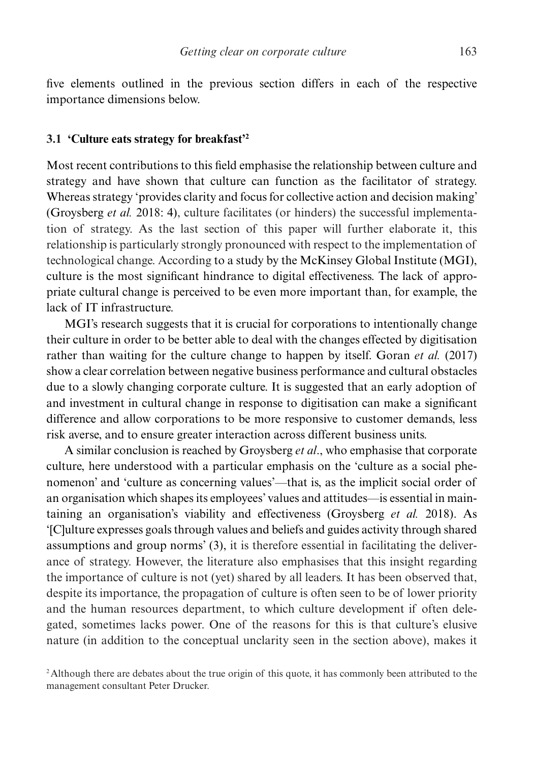five elements outlined in the previous section differs in each of the respective importance dimensions below.

### 3.1 'Culture eats strategy for breakfast'[2]

Most recent contributions to this field emphasise the relationship between culture and strategy and have shown that culture can function as the facilitator of strategy. Whereas strategy 'provides clarity and focus for collective action and decision making' (Groysberg *et al.* 2018: 4), culture facilitates (or hinders) the successful implementation of strategy. As the last section of this paper will further elaborate it, this relationship is particularly strongly pronounced with respect to the implementation of technological change. According to a study by the McKinsey Global Institute (MGI), culture is the most significant hindrance to digital effectiveness. The lack of appropriate cultural change is perceived to be even more important than, for example, the lack of IT infrastructure.

MGI's research suggests that it is crucial for corporations to intentionally change their culture in order to be better able to deal with the changes effected by digitisation rather than waiting for the culture change to happen by itself. Goran *et al.* (2017) show a clear correlation between negative business performance and cultural obstacles due to a slowly changing corporate culture. It is suggested that an early adoption of and investment in cultural change in response to digitisation can make a significant difference and allow corporations to be more responsive to customer demands, less risk averse, and to ensure greater interaction across different business units.

A similar conclusion is reached by Groysberg *et al*., who emphasise that corporate culture, here understood with a particular emphasis on the 'culture as a social phenomenon' and 'culture as concerning values'—that is, as the implicit social order of an organisation which shapes its employees' values and attitudes—is essential in maintaining an organisation's viability and effectiveness (Groysberg *et al.* 2018). As '[C]ulture expresses goals through values and beliefs and guides activity through shared assumptions and group norms' (3), it is therefore essential in facilitating the deliverance of strategy. However, the literature also emphasises that this insight regarding the importance of culture is not (yet) shared by all leaders. It has been observed that, despite its importance, the propagation of culture is often seen to be of lower priority and the human resources department, to which culture development if often delegated, sometimes lacks power. One of the reasons for this is that culture's elusive nature (in addition to the conceptual unclarity seen in the section above), makes it

[2] Although there are debates about the true origin of this quote, it has commonly been attributed to the management consultant Peter Drucker.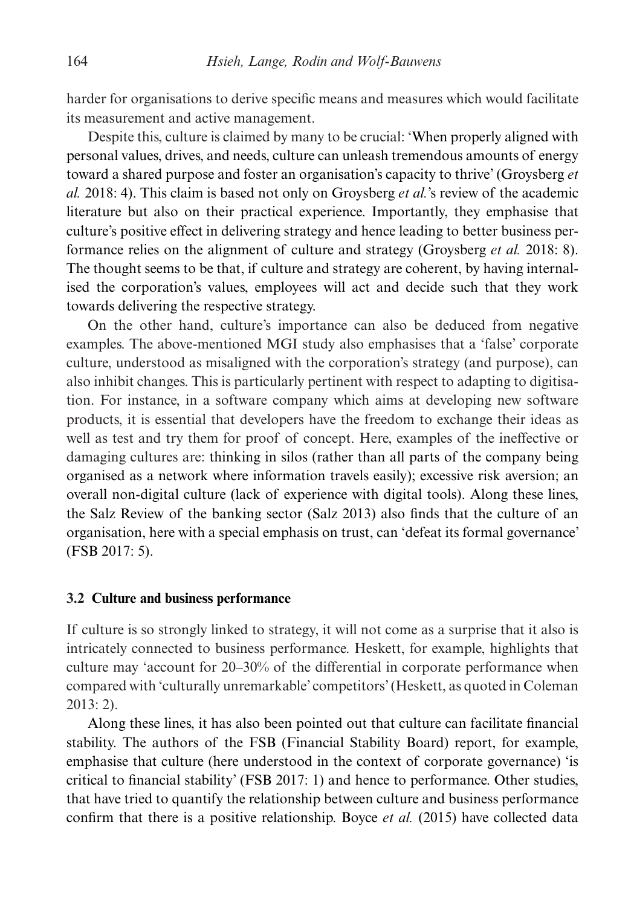harder for organisations to derive specific means and measures which would facilitate its measurement and active management.

Despite this, culture is claimed by many to be crucial: 'When properly aligned with personal values, drives, and needs, culture can unleash tremendous amounts of energy toward a shared purpose and foster an organisation's capacity to thrive' (Groysberg *et al.* 2018: 4). This claim is based not only on Groysberg *et al.*'s review of the academic literature but also on their practical experience. Importantly, they emphasise that culture's positive effect in delivering strategy and hence leading to better business performance relies on the alignment of culture and strategy (Groysberg *et al.* 2018: 8). The thought seems to be that, if culture and strategy are coherent, by having internalised the corporation's values, employees will act and decide such that they work towards delivering the respective strategy.

On the other hand, culture's importance can also be deduced from negative examples. The above-mentioned MGI study also emphasises that a 'false' corporate culture, understood as misaligned with the corporation's strategy (and purpose), can also inhibit changes. This is particularly pertinent with respect to adapting to digitisation. For instance, in a software company which aims at developing new software products, it is essential that developers have the freedom to exchange their ideas as well as test and try them for proof of concept. Here, examples of the ineffective or damaging cultures are: thinking in silos (rather than all parts of the company being organised as a network where information travels easily); excessive risk aversion; an overall non-digital culture (lack of experience with digital tools). Along these lines, the Salz Review of the banking sector (Salz 2013) also finds that the culture of an organisation, here with a special emphasis on trust, can 'defeat its formal governance' (FSB 2017: 5).

### 3.2 Culture and business performance

If culture is so strongly linked to strategy, it will not come as a surprise that it also is intricately connected to business performance. Heskett, for example, highlights that culture may 'account for 20–30% of the differential in corporate performance when compared with 'culturally unremarkable' competitors' (Heskett, as quoted in Coleman 2013: 2).

Along these lines, it has also been pointed out that culture can facilitate financial stability. The authors of the FSB (Financial Stability Board) report, for example, emphasise that culture (here understood in the context of corporate governance) 'is critical to financial stability' (FSB 2017: 1) and hence to performance. Other studies, that have tried to quantify the relationship between culture and business performance confirm that there is a positive relationship. Boyce *et al.* (2015) have collected data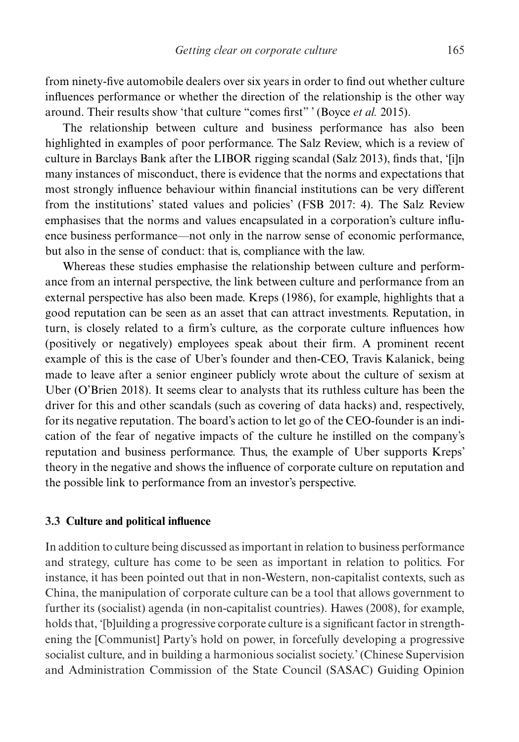from ninety-five automobile dealers over six years in order to find out whether culture influences performance or whether the direction of the relationship is the other way around. Their results show 'that culture "comes first" ' (Boyce *et al.* 2015).

The relationship between culture and business performance has also been highlighted in examples of poor performance. The Salz Review, which is a review of culture in Barclays Bank after the LIBOR rigging scandal (Salz 2013), finds that, '[i]n many instances of misconduct, there is evidence that the norms and expectations that most strongly influence behaviour within financial institutions can be very different from the institutions' stated values and policies' (FSB 2017: 4). The Salz Review emphasises that the norms and values encapsulated in a corporation's culture influence business performance—not only in the narrow sense of economic performance, but also in the sense of conduct: that is, compliance with the law.

Whereas these studies emphasise the relationship between culture and performance from an internal perspective, the link between culture and performance from an external perspective has also been made. Kreps (1986), for example, highlights that a good reputation can be seen as an asset that can attract investments. Reputation, in turn, is closely related to a firm's culture, as the corporate culture influences how (positively or negatively) employees speak about their firm. A prominent recent example of this is the case of Uber's founder and then-CEO, Travis Kalanick, being made to leave after a senior engineer publicly wrote about the culture of sexism at Uber (O'Brien 2018). It seems clear to analysts that its ruthless culture has been the driver for this and other scandals (such as covering of data hacks) and, respectively, for its negative reputation. The board's action to let go of the CEO-founder is an indication of the fear of negative impacts of the culture he instilled on the company's reputation and business performance. Thus, the example of Uber supports Kreps' theory in the negative and shows the influence of corporate culture on reputation and the possible link to performance from an investor's perspective.

### 3.3 Culture and political influence

In addition to culture being discussed as important in relation to business performance and strategy, culture has come to be seen as important in relation to politics. For instance, it has been pointed out that in non-Western, non-capitalist contexts, such as China, the manipulation of corporate culture can be a tool that allows government to further its (socialist) agenda (in non-capitalist countries). Hawes (2008), for example, holds that, '[b]uilding a progressive corporate culture is a significant factor in strengthening the [Communist] Party's hold on power, in forcefully developing a progressive socialist culture, and in building a harmonious socialist society.' (Chinese Supervision and Administration Commission of the State Council (SASAC) Guiding Opinion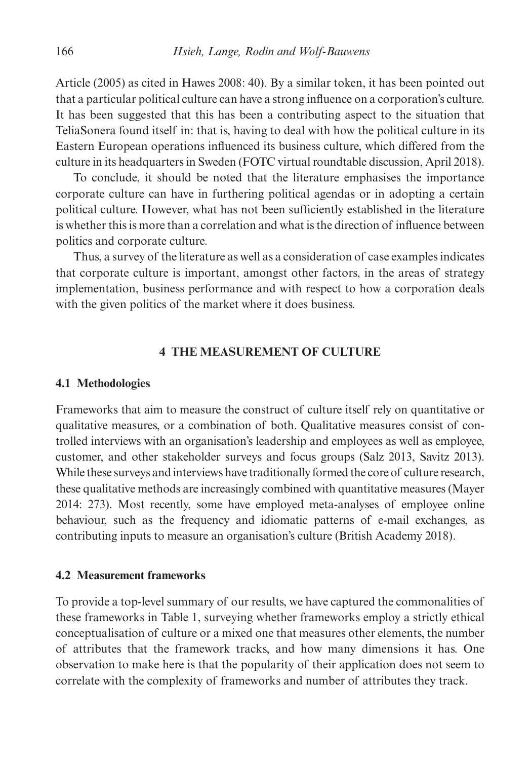Article (2005) as cited in Hawes 2008: 40). By a similar token, it has been pointed out that a particular political culture can have a strong influence on a corporation's culture. It has been suggested that this has been a contributing aspect to the situation that TeliaSonera found itself in: that is, having to deal with how the political culture in its Eastern European operations influenced its business culture, which differed from the culture in its headquarters in Sweden (FOTC virtual roundtable discussion, April 2018).

To conclude, it should be noted that the literature emphasises the importance corporate culture can have in furthering political agendas or in adopting a certain political culture. However, what has not been sufficiently established in the literature is whether this is more than a correlation and what is the direction of influence between politics and corporate culture.

Thus, a survey of the literature as well as a consideration of case examples indicates that corporate culture is important, amongst other factors, in the areas of strategy implementation, business performance and with respect to how a corporation deals with the given politics of the market where it does business.

## 4 THE MEASUREMENT OF CULTURE

### 4.1 Methodologies

Frameworks that aim to measure the construct of culture itself rely on quantitative or qualitative measures, or a combination of both. Qualitative measures consist of controlled interviews with an organisation's leadership and employees as well as employee, customer, and other stakeholder surveys and focus groups (Salz 2013, Savitz 2013). While these surveys and interviews have traditionally formed the core of culture research, these qualitative methods are increasingly combined with quantitative measures (Mayer 2014: 273). Most recently, some have employed meta-analyses of employee online behaviour, such as the frequency and idiomatic patterns of e-mail exchanges, as contributing inputs to measure an organisation's culture (British Academy 2018).

### 4.2 Measurement frameworks

To provide a top-level summary of our results, we have captured the commonalities of these frameworks in Table 1, surveying whether frameworks employ a strictly ethical conceptualisation of culture or a mixed one that measures other elements, the number of attributes that the framework tracks, and how many dimensions it has. One observation to make here is that the popularity of their application does not seem to correlate with the complexity of frameworks and number of attributes they track.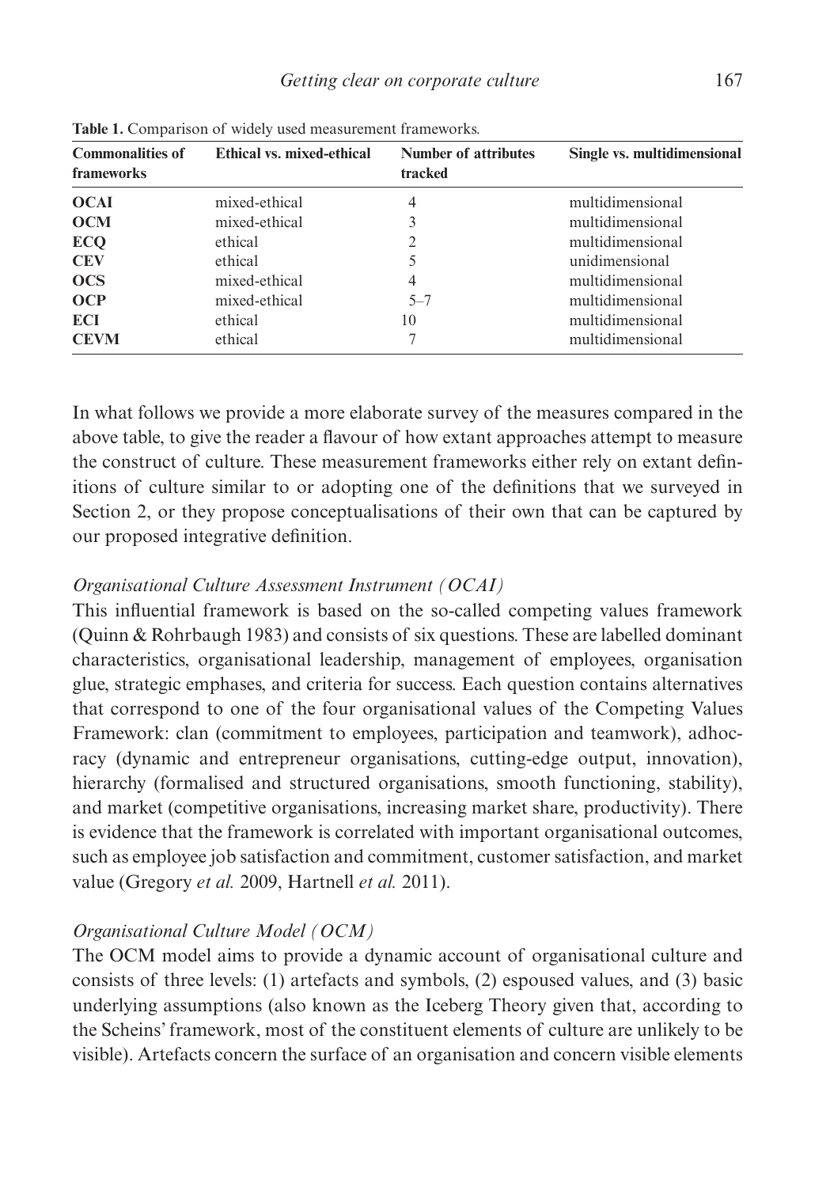**Table 1.** Comparison of widely used measurement frameworks.

| Commonalities of frameworks | Ethical vs. mixed-ethical | Number of attributes tracked | Single vs. multidimensional |
|---|---|---|---|
| **OCAI** | mixed-ethical | 4 | multidimensional |
| **OCM** | mixed-ethical | 3 | multidimensional |
| **ECQ** | ethical | 2 | multidimensional |
| **CEV** | ethical | 5 | unidimensional |
| **OCS** | mixed-ethical | 4 | multidimensional |
| **OCP** | mixed-ethical | 5–7 | multidimensional |
| **ECI** | ethical | 10 | multidimensional |
| **CEVM** | ethical | 7 | multidimensional |

In what follows we provide a more elaborate survey of the measures compared in the above table, to give the reader a flavour of how extant approaches attempt to measure the construct of culture. These measurement frameworks either rely on extant definitions of culture similar to or adopting one of the definitions that we surveyed in Section 2, or they propose conceptualisations of their own that can be captured by our proposed integrative definition.

*Organisational Culture Assessment Instrument (OCAI)*

This influential framework is based on the so-called competing values framework (Quinn & Rohrbaugh 1983) and consists of six questions. These are labelled dominant characteristics, organisational leadership, management of employees, organisation glue, strategic emphases, and criteria for success. Each question contains alternatives that correspond to one of the four organisational values of the Competing Values Framework: clan (commitment to employees, participation and teamwork), adhocracy (dynamic and entrepreneur organisations, cutting-edge output, innovation), hierarchy (formalised and structured organisations, smooth functioning, stability), and market (competitive organisations, increasing market share, productivity). There is evidence that the framework is correlated with important organisational outcomes, such as employee job satisfaction and commitment, customer satisfaction, and market value (Gregory *et al.* 2009, Hartnell *et al.* 2011).

*Organisational Culture Model (OCM)*

The OCM model aims to provide a dynamic account of organisational culture and consists three levels: (1) artefacts and symbols, (2) espoused values, and (3) basic underlying assumptions (also known as the Iceberg Theory given that, according to the Scheins' framework, most of the constituent elements of culture are unlikely to be visible). Artefacts concern the surface of an organisation and concern visible elements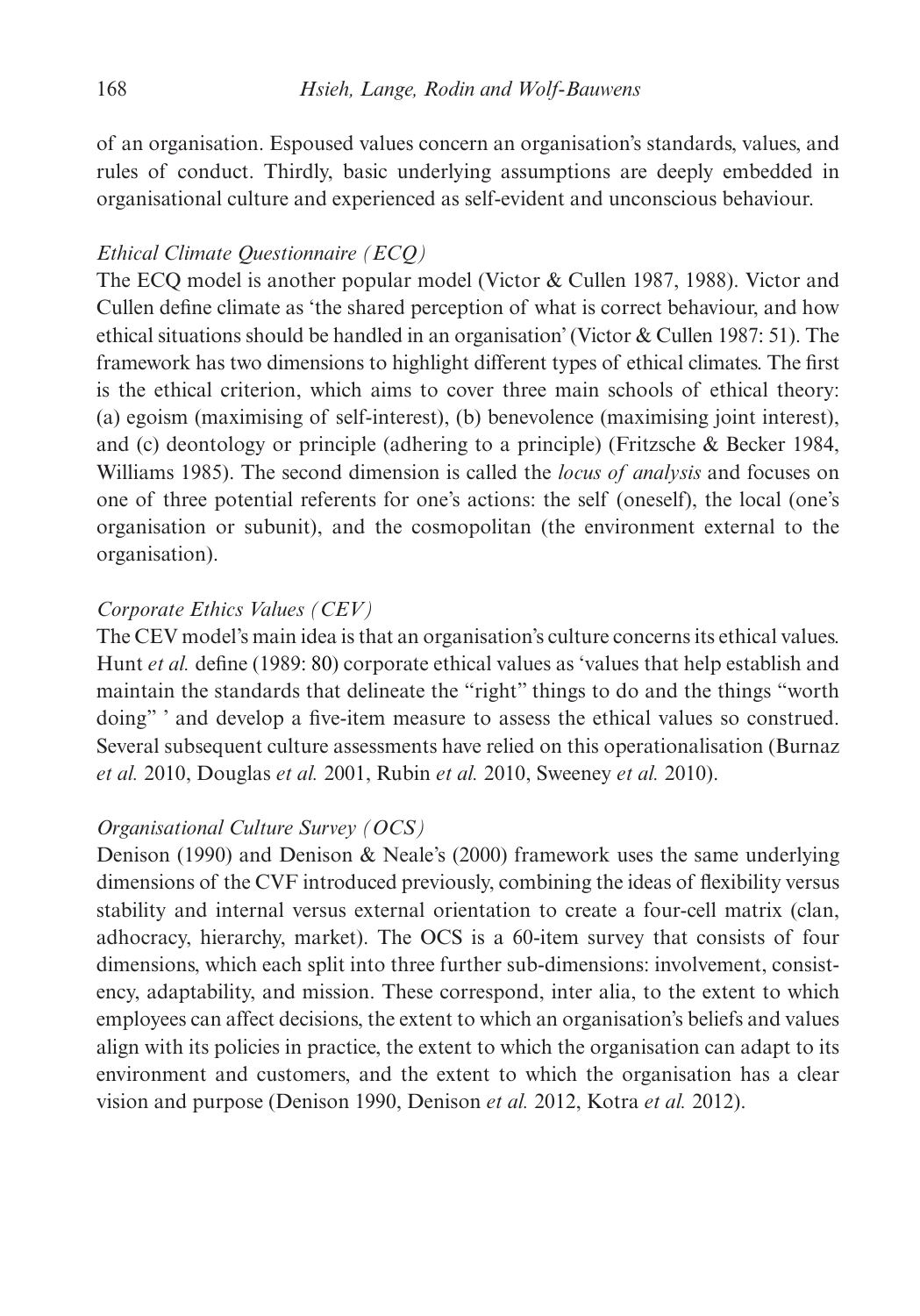of an organisation. Espoused values concern an organisation's standards, values, and rules of conduct. Thirdly, basic underlying assumptions are deeply embedded in organisational culture and experienced as self-evident and unconscious behaviour.

*Ethical Climate Questionnaire (ECQ)*

The ECQ model is another popular model (Victor & Cullen 1987, 1988). Victor and Cullen define climate as 'the shared perception of what is correct behaviour, and how ethical situations should be handled in an organisation' (Victor & Cullen 1987: 51). The framework has two dimensions to highlight different types of ethical climates. The first is the ethical criterion, which aims to cover three main schools of ethical theory: (a) egoism (maximising of self-interest), (b) benevolence (maximising joint interest), and (c) deontology or principle (adhering to a principle) (Fritzsche & Becker 1984, Williams 1985). The second dimension is called the *locus of analysis* and focuses on one of three potential referents for one's actions: the self (oneself), the local (one's organisation or subunit), and the cosmopolitan (the environment external to the organisation).

*Corporate Ethics Values (CEV)*

The CEV model's main idea is that an organisation's culture concerns its ethical values. Hunt *et al.* define (1989: 80) corporate ethical values as 'values that help establish and maintain the standards that delineate the "right" things to do and the things "worth doing" ' and develop a five-item measure to assess the ethical values so construed. Several subsequent culture assessments have relied on this operationalisation (Burnaz *et al.* 2010, Douglas *et al.* 2001, Rubin *et al.* 2010, Sweeney *et al.* 2010).

*Organisational Culture Survey (OCS)*

Denison (1990) and Denison & Neale's (2000) framework uses the same underlying dimensions of the CVF introduced previously, combining the ideas of flexibility versus stability and internal versus external orientation to create a four-cell matrix (clan, adhocracy, hierarchy, market). The OCS is a 60-item survey that consists of four dimensions, which each split into three further sub-dimensions: involvement, consistency, adaptability, and mission. These correspond, inter alia, to the extent to which employees can affect decisions, the extent to which an organisation's beliefs and values align with its policies in practice, the extent to which the organisation can adapt to its environment and customers, and the extent to which the organisation has a clear vision and purpose (Denison 1990, Denison *et al.* 2012, Kotra *et al.* 2012).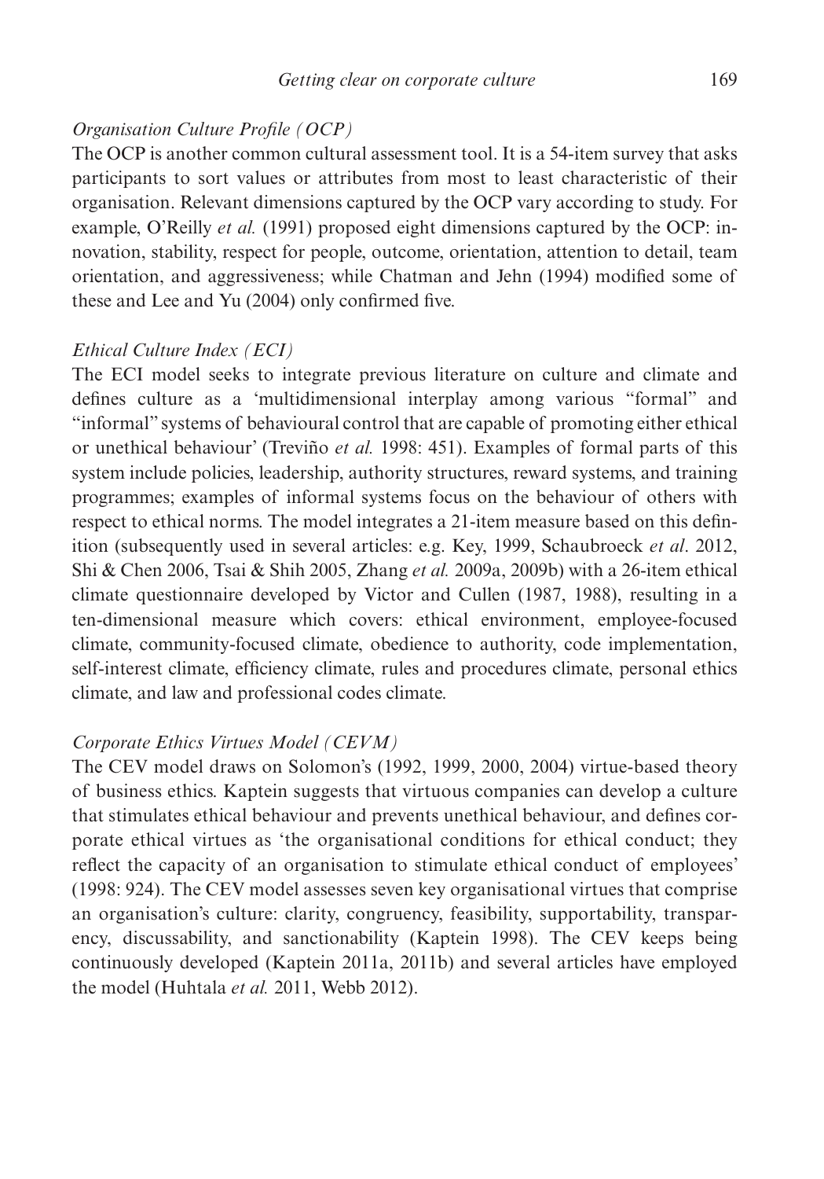*Organisation Culture Profile (OCP)*

The OCP is another common cultural assessment tool. It is a 54-item survey that asks participants to sort values or attributes from most to least characteristic of their organisation. Relevant dimensions captured by the OCP vary according to study. For example, O'Reilly *et al.* (1991) proposed eight dimensions captured by the OCP: innovation, stability, respect for people, outcome, orientation, attention to detail, team orientation, and aggressiveness; while Chatman and Jehn (1994) modified some of these and Lee and Yu (2004) only confirmed five.

*Ethical Culture Index (ECI)*

The ECI model seeks to integrate previous literature on culture and climate and defines culture as a 'multidimensional interplay among various "formal" and "informal" systems of behavioural control that are capable of promoting either ethical or unethical behaviour' (Treviño *et al.* 1998: 451). Examples of formal parts of this system include policies, leadership, authority structures, reward systems, and training programmes; examples of informal systems focus on the behaviour of others with respect to ethical norms. The model integrates a 21-item measure based on this definition (subsequently used in several articles: e.g. Key, 1999, Schaubroeck *et al*. 2012, Shi & Chen 2006, Tsai & Shih 2005, Zhang *et al.* 2009a, 2009b) with a 26-item ethical climate questionnaire developed by Victor and Cullen (1987, 1988), resulting in a ten-dimensional measure which covers: ethical environment, employee-focused climate, community-focused climate, obedience to authority, code implementation, self-interest climate, efficiency climate, rules and procedures climate, personal ethics climate, and law and professional codes climate.

*Corporate Ethics Virtues Model (CEVM)*

The CEV model draws on Solomon's (1992, 1999, 2000, 2004) virtue-based theory of business ethics. Kaptein suggests that virtuous companies can develop a culture that stimulates ethical behaviour and prevents unethical behaviour, and defines corporate ethical virtues as 'the organisational conditions for ethical conduct; they reflect the capacity of an organisation to stimulate ethical conduct of employees' (1998: 924). The CEV model assesses seven key organisational virtues that comprise an organisation's culture: clarity, congruency, feasibility, supportability, transparency, discussability, and sanctionability (Kaptein 1998). The CEV keeps being continuously developed (Kaptein 2011a, 2011b) and several articles have employed the model (Huhtala *et al.* 2011, Webb 2012).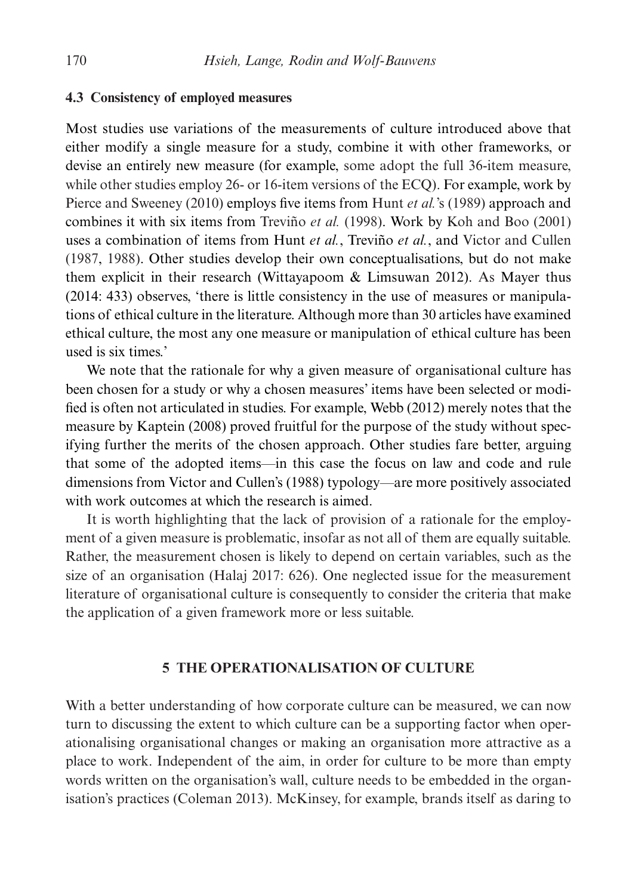### 4.3 Consistency of employed measures

Most studies use variations of the measurements of culture introduced above that either modify a single measure for a study, combine it with other frameworks, or devise an entirely new measure (for example, some adopt the full 36-item measure, while other studies employ 26- or 16-item versions of the ECQ). For example, work by Pierce and Sweeney (2010) employs five items from Hunt *et al.*'s (1989) approach and combines it with six items from Treviño *et al.* (1998). Work by Koh and Boo (2001) uses a combination of items from Hunt *et al.*, Treviño *et al.*, and Victor and Cullen (1987, 1988). Other studies develop their own conceptualisations, but do not make them explicit in their research (Wittayapoom & Limsuwan 2012). As Mayer thus (2014: 433) observes, 'there is little consistency in the use of measures or manipulations of ethical culture in the literature. Although more than 30 articles have examined ethical culture, the most any one measure or manipulation of ethical culture has been used is six times.'

We note that the rationale for why a given measure of organisational culture has been chosen for a study or why a chosen measures' items have been selected or modified is often not articulated in studies. For example, Webb (2012) merely notes that the measure by Kaptein (2008) proved fruitful for the purpose of the study without specifying further the merits of the chosen approach. Other studies fare better, arguing that some of the adopted items—in this case the focus on law and code and rule dimensions from Victor and Cullen's (1988) typology—are more positively associated with work outcomes at which the research is aimed.

It is worth highlighting that the lack of provision of a rationale for the employment of a given measure is problematic, insofar as not all of them are equally suitable. Rather, the measurement chosen is likely to depend on certain variables, such as the size of an organisation (Halaj 2017: 626). One neglected issue for the measurement literature of organisational culture is consequently to consider the criteria that make the application of a given framework more or less suitable.

## 5 THE OPERATIONALISATION OF CULTURE

With a better understanding of how corporate culture can be measured, we can now turn to discussing the extent to which culture can be a supporting factor when operationalising organisational changes or making an organisation more attractive as a place to work. Independent of the aim, in order for culture to be more than empty words written on the organisation's wall, culture needs to be embedded in the organisation's practices (Coleman 2013). McKinsey, for example, brands itself as daring to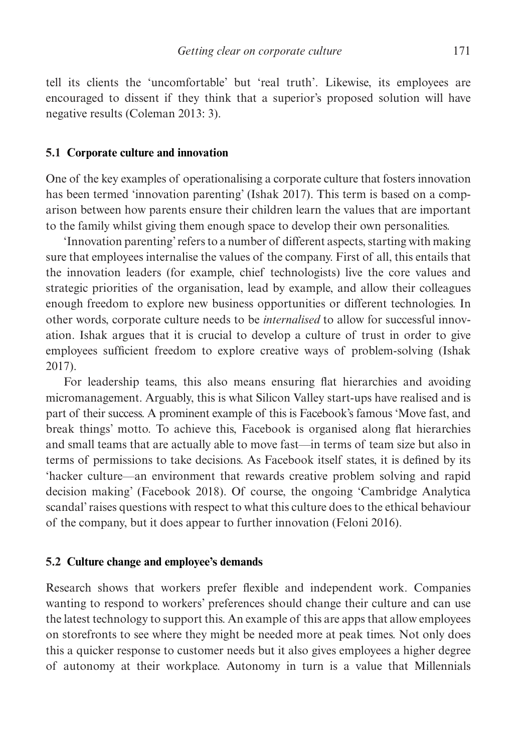tell its clients the 'uncomfortable' but 'real truth'. Likewise, its employees are encouraged to dissent if they think that a superior's proposed solution will have negative results (Coleman 2013: 3).

### 5.1 Corporate culture and innovation

One of the key examples of operationalising a corporate culture that fosters innovation has been termed 'innovation parenting' (Ishak 2017). This term is based on a comparison between how parents ensure their children learn the values that are important to the family whilst giving them enough space to develop their own personalities.

'Innovation parenting' refers to a number of different aspects, starting with making sure that employees internalise the values of the company. First of all, this entails that the innovation leaders (for example, chief technologists) live the core values and strategic priorities of the organisation, lead by example, and allow their colleagues enough freedom to explore new business opportunities or different technologies. In other words, corporate culture needs to be *internalised* to allow for successful innovation. Ishak argues that it is crucial to develop a culture of trust in order to give employees sufficient freedom to explore creative ways of problem-solving (Ishak 2017).

For leadership teams, this also means ensuring flat hierarchies and avoiding micromanagement. Arguably, this is what Silicon Valley start-ups have realised and is part of their success. A prominent example of this is Facebook's famous 'Move fast, and break things' motto. To achieve this, Facebook is organised along flat hierarchies and small teams that are actually able to move fast—in terms of team size but also in terms of permissions to take decisions. As Facebook itself states, it is defined by its 'hacker culture—an environment that rewards creative problem solving and rapid decision making' (Facebook 2018). Of course, the ongoing 'Cambridge Analytica scandal' raises questions with respect to what this culture does to the ethical behaviour of the company, but it does appear to further innovation (Feloni 2016).

### 5.2 Culture change and employee's demands

Research shows that workers prefer flexible and independent work. Companies wanting to respond to workers' preferences should change their culture and can use the latest technology to support this. An example of this are apps that allow employees on storefronts to see where they might be needed more at peak times. Not only does this a quicker response to customer needs but it also gives employees a higher degree of autonomy at their workplace. Autonomy in turn is a value that Millennials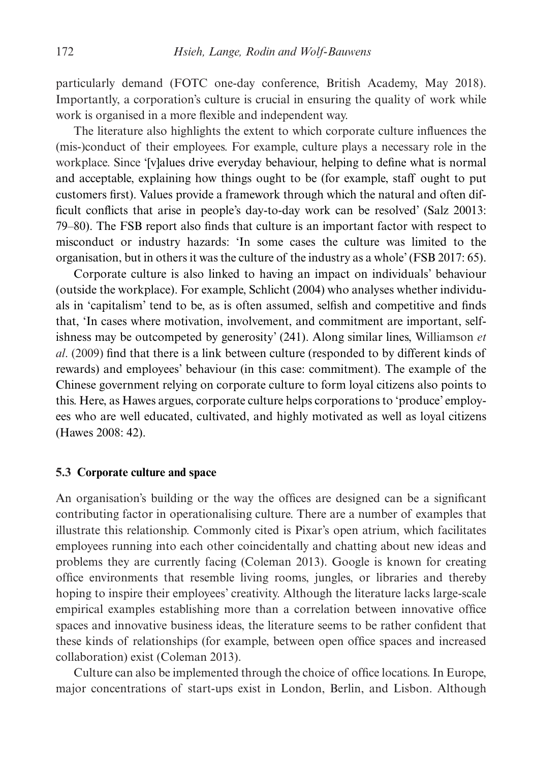particularly demand (FOTC one-day conference, British Academy, May 2018). Importantly, a corporation's culture is crucial in ensuring the quality of work while work is organised in a more flexible and independent way.

The literature also highlights the extent to which corporate culture influences the (mis-)conduct of their employees. For example, culture plays a necessary role in the workplace. Since '[v]alues drive everyday behaviour, helping to define what is normal and acceptable, explaining how things ought to be (for example, staff ought to put customers first). Values provide a framework through which the natural and often difficult conflicts that arise in people's day-to-day work can be resolved' (Salz 20013: 79–80). The FSB report also finds that culture is an important factor with respect to misconduct or industry hazards: 'In some cases the culture was limited to the organisation, but in others it was the culture of the industry as a whole' (FSB 2017: 65).

Corporate culture is also linked to having an impact on individuals' behaviour (outside the workplace). For example, Schlicht (2004) who analyses whether individuals in 'capitalism' tend to be, as is often assumed, selfish and competitive and finds that, 'In cases where motivation, involvement, and commitment are important, selfishness may be outcompeted by generosity' (241). Along similar lines, Williamson *et al*. (2009) find that there is a link between culture (responded to by different kinds of rewards) and employees' behaviour (in this case: commitment). The example of the Chinese government relying on corporate culture to form loyal citizens also points to this. Here, as Hawes argues, corporate culture helps corporations to 'produce' employees who are well educated, cultivated, and highly motivated as well as loyal citizens (Hawes 2008: 42).

### 5.3 Corporate culture and space

An organisation's building or the way the offices are designed can be a significant contributing factor in operationalising culture. There are a number of examples that illustrate this relationship. Commonly cited is Pixar's open atrium, which facilitates employees running into each other coincidentally and chatting about new ideas and problems they are currently facing (Coleman 2013). Google is known for creating office environments that resemble living rooms, jungles, or libraries and thereby hoping to inspire their employees' creativity. Although the literature lacks large-scale empirical examples establishing more than a correlation between innovative office spaces and innovative business ideas, the literature seems to be rather confident that these kinds of relationships (for example, between open office spaces and increased collaboration) exist (Coleman 2013).

Culture can also be implemented through the choice of office locations. In Europe, major concentrations of start-ups exist in London, Berlin, and Lisbon. Although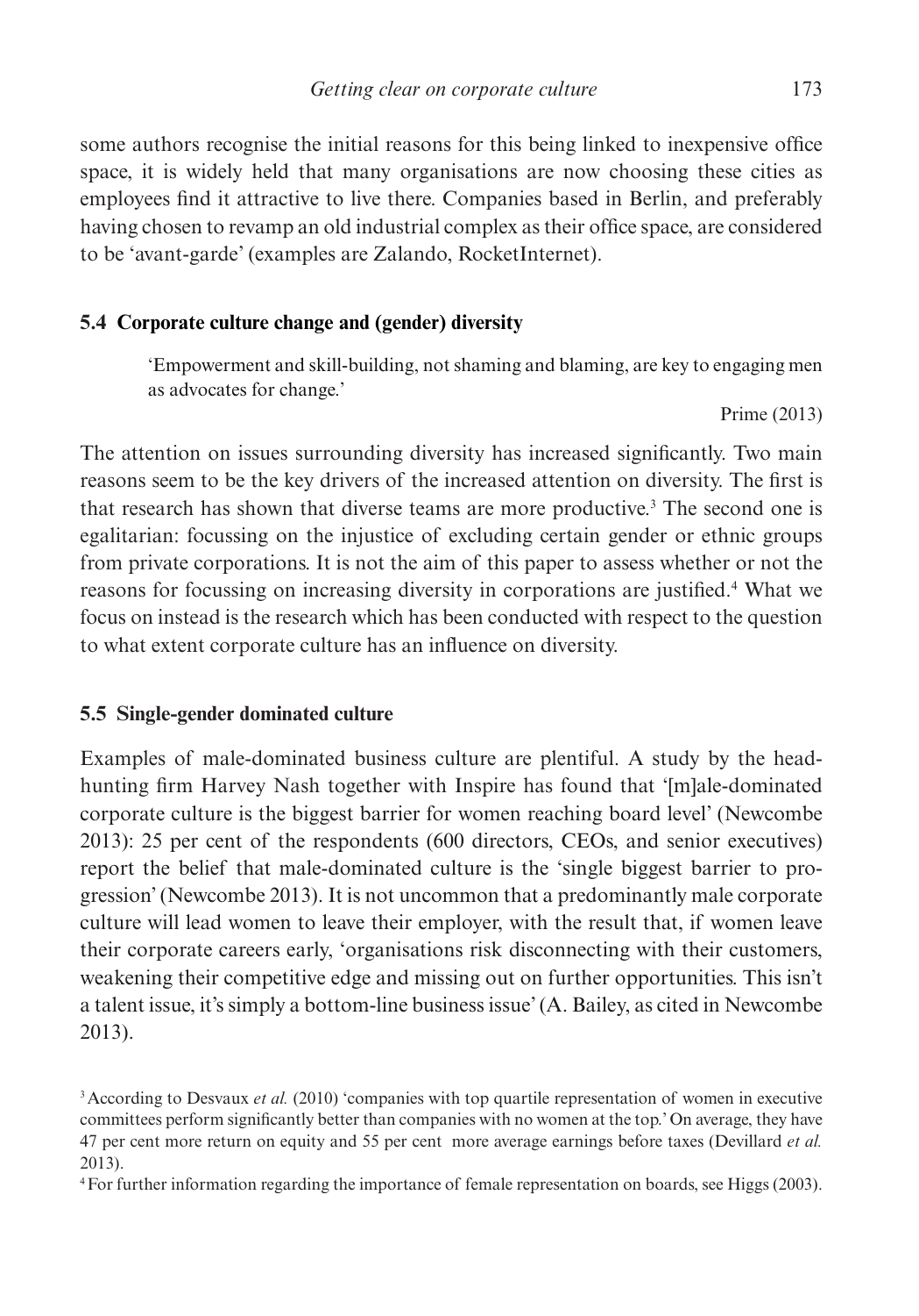some authors recognise the initial reasons for this being linked to inexpensive office space, it is widely held that many organisations are now choosing these cities as employees find it attractive to live there. Companies based in Berlin, and preferably having chosen to revamp an old industrial complex as their office space, are considered to be 'avant-garde' (examples are Zalando, RocketInternet).

## 5.4 Corporate culture change and (gender) diversity

> 'Empowerment and skill-building, not shaming and blaming, are key to engaging men as advocates for change.'
>
> Prime (2013)

The attention on issues surrounding diversity has increased significantly. Two main reasons seem to be the key drivers of the increased attention on diversity. The first is that research has shown that diverse teams are more productive.[3] The second one is egalitarian: focussing on the injustice of excluding certain gender or ethnic groups from private corporations. It is not the aim of this paper to assess whether or not the reasons for focussing on increasing diversity in corporations are justified.[4] What we focus on instead is the research which has been conducted with respect to the question to what extent corporate culture has an influence on diversity.

## 5.5 Single-gender dominated culture

Examples of male-dominated business culture are plentiful. A study by the head-hunting firm Harvey Nash together with Inspire has found that '[m]ale-dominated corporate culture is the biggest barrier for women reaching board level' (Newcombe 2013): 25 per cent of the respondents (600 directors, CEOs, and senior executives) report the belief that male-dominated culture is the 'single biggest barrier to progression' (Newcombe 2013). It is not uncommon that a predominantly male corporate culture will lead women to leave their employer, with the result that, if women leave their corporate careers early, 'organisations risk disconnecting with their customers, weakening their competitive edge and missing out on further opportunities. This isn't a talent issue, it's simply a bottom-line business issue' (A. Bailey, as cited in Newcombe 2013).

[3] According to Desvaux *et al.* (2010) 'companies with top quartile representation of women in executive committees perform significantly better than companies with no women at the top.' On average, they have 47 per cent more return on equity and 55 per cent more average earnings before taxes (Devillard *et al.* 2013).

[4] For further information regarding the importance of female representation on boards, see Higgs (2003).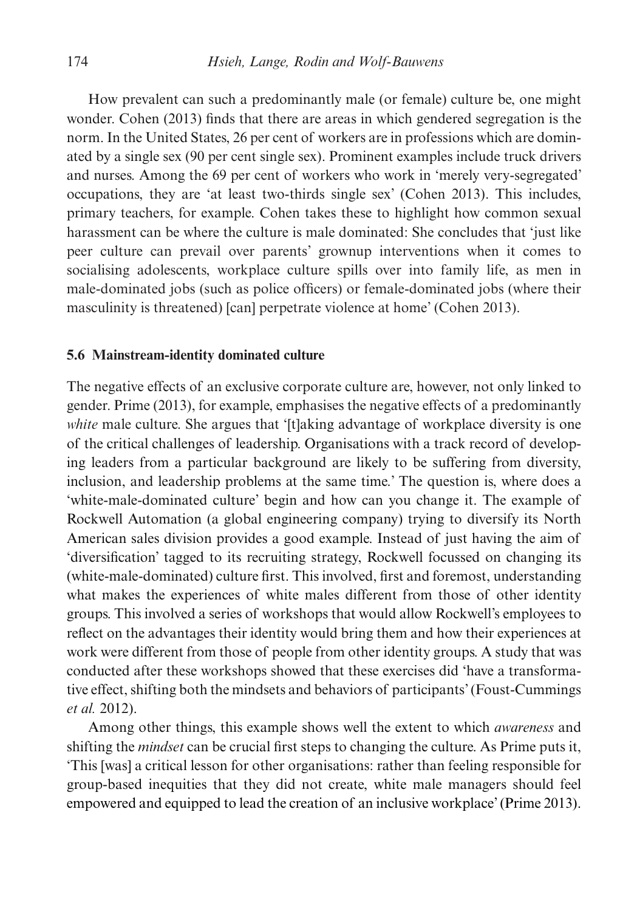How prevalent can such a predominantly male (or female) culture be, one might wonder. Cohen (2013) finds that there are areas in which gendered segregation is the norm. In the United States, 26 per cent of workers are in professions which are dominated by a single sex (90 per cent single sex). Prominent examples include truck drivers and nurses. Among the 69 per cent of workers who work in 'merely very-segregated' occupations, they are 'at least two-thirds single sex' (Cohen 2013). This includes, primary teachers, for example. Cohen takes these to highlight how common sexual harassment can be where the culture is male dominated: She concludes that 'just like peer culture can prevail over parents' grownup interventions when it comes to socialising adolescents, workplace culture spills over into family life, as men in male-dominated jobs (such as police officers) or female-dominated jobs (where their masculinity is threatened) [can] perpetrate violence at home' (Cohen 2013).

### 5.6 Mainstream-identity dominated culture

The negative effects of an exclusive corporate culture are, however, not only linked to gender. Prime (2013), for example, emphasises the negative effects of a predominantly *white* male culture. She argues that '[t]aking advantage of workplace diversity is one of the critical challenges of leadership. Organisations with a track record of developing leaders from a particular background are likely to be suffering from diversity, inclusion, and leadership problems at the same time.' The question is, where does a 'white-male-dominated culture' begin and how can you change it. The example of Rockwell Automation (a global engineering company) trying to diversify its North American sales division provides a good example. Instead of just having the aim of 'diversification' tagged to its recruiting strategy, Rockwell focussed on changing its (white-male-dominated) culture first. This involved, first and foremost, understanding what makes the experiences of white males different from those of other identity groups. This involved a series of workshops that would allow Rockwell's employees to reflect on the advantages their identity would bring them and how their experiences at work were different from those of people from other identity groups. A study that was conducted after these workshops showed that these exercises did 'have a transformative effect, shifting both the mindsets and behaviors of participants' (Foust-Cummings *et al.* 2012).

Among other things, this example shows well the extent to which *awareness* and shifting the *mindset* can be crucial first steps to changing the culture. As Prime puts it, 'This [was] a critical lesson for other organisations: rather than feeling responsible for group-based inequities that they did not create, white male managers should feel empowered and equipped to lead the creation of an inclusive workplace' (Prime 2013).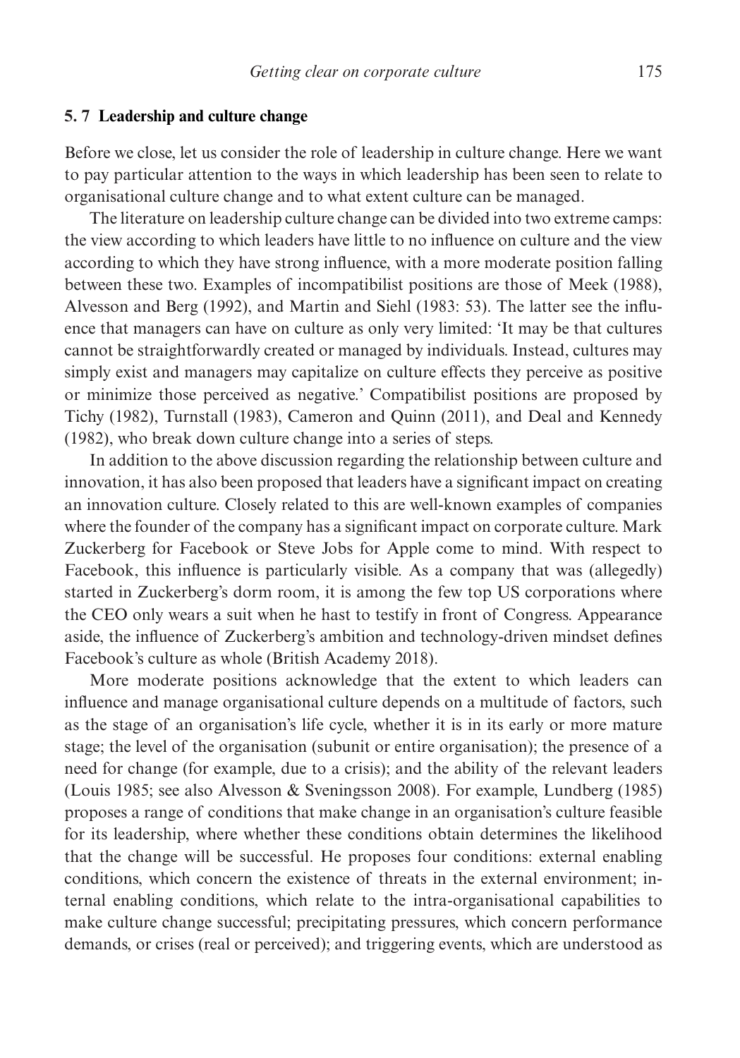## 5. 7 Leadership and culture change

Before we close, let us consider the role of leadership in culture change. Here we want to pay particular attention to the ways in which leadership has been seen to relate to organisational culture change and to what extent culture can be managed.

The literature on leadership culture change can be divided into two extreme camps: the view according to which leaders have little to no influence on culture and the view according to which they have strong influence, with a more moderate position falling between these two. Examples of incompatibilist positions are those of Meek (1988), Alvesson and Berg (1992), and Martin and Siehl (1983: 53). The latter see the influence that managers can have on culture as only very limited: 'It may be that cultures cannot be straightforwardly created or managed by individuals. Instead, cultures may simply exist and managers may capitalize on culture effects they perceive as positive or minimize those perceived as negative.' Compatibilist positions are proposed by Tichy (1982), Turnstall (1983), Cameron and Quinn (2011), and Deal and Kennedy (1982), who break down culture change into a series of steps.

In addition to the above discussion regarding the relationship between culture and innovation, it has also been proposed that leaders have a significant impact on creating an innovation culture. Closely related to this are well-known examples of companies where the founder of the company has a significant impact on corporate culture. Mark Zuckerberg for Facebook or Steve Jobs for Apple come to mind. With respect to Facebook, this influence is particularly visible. As a company that was (allegedly) started in Zuckerberg's dorm room, it is among the few top US corporations where the CEO only wears a suit when he hast to testify in front of Congress. Appearance aside, the influence of Zuckerberg's ambition and technology-driven mindset defines Facebook's culture as whole (British Academy 2018).

More moderate positions acknowledge that the extent to which leaders can influence and manage organisational culture depends on a multitude of factors, such as the stage of an organisation's life cycle, whether it is in its early or more mature stage; the level of the organisation (subunit or entire organisation); the presence of a need for change (for example, due to a crisis); and the ability of the relevant leaders (Louis 1985; see also Alvesson & Sveningsson 2008). For example, Lundberg (1985) proposes a range of conditions that make change in an organisation's culture feasible for its leadership, where whether these conditions obtain determines the likelihood that the change will be successful. He proposes four conditions: external enabling conditions, which concern the existence of threats in the external environment; internal enabling conditions, which relate to the intra-organisational capabilities to make culture change successful; precipitating pressures, which concern performance demands, or crises (real or perceived); and triggering events, which are understood as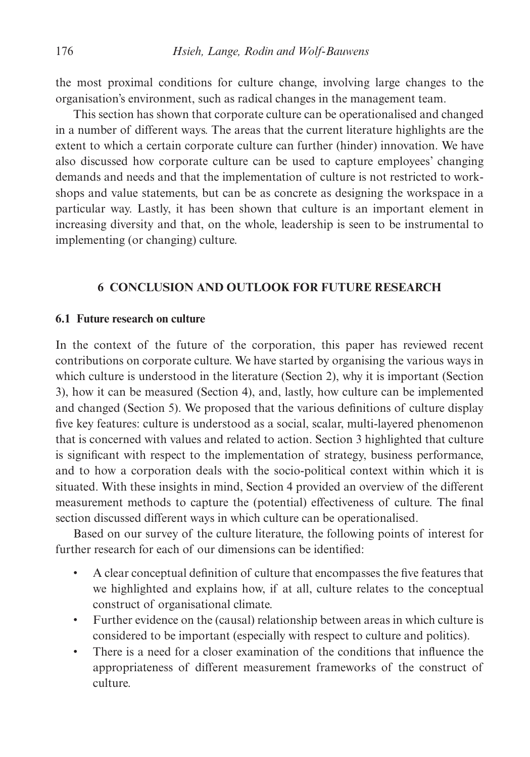the most proximal conditions for culture change, involving large changes to the organisation's environment, such as radical changes in the management team.

This section has shown that corporate culture can be operationalised and changed in a number of different ways. The areas that the current literature highlights are the extent to which a certain corporate culture can further (hinder) innovation. We have also discussed how corporate culture can be used to capture employees' changing demands and needs and that the implementation of culture is not restricted to workshops and value statements, but can be as concrete as designing the workspace in a particular way. Lastly, it has been shown that culture is an important element in increasing diversity and that, on the whole, leadership is seen to be instrumental to implementing (or changing) culture.

## 6 CONCLUSION AND OUTLOOK FOR FUTURE RESEARCH

### 6.1 Future research on culture

In the context of the future of the corporation, this paper has reviewed recent contributions on corporate culture. We have started by organising the various ways in which culture is understood in the literature (Section 2), why it is important (Section 3), how it can be measured (Section 4), and, lastly, how culture can be implemented and changed (Section 5). We proposed that the various definitions of culture display five key features: culture is understood as a social, scalar, multi-layered phenomenon that is concerned with values and related to action. Section 3 highlighted that culture is significant with respect to the implementation of strategy, business performance, and to how a corporation deals with the socio-political context within which it is situated. With these insights in mind, Section 4 provided an overview of the different measurement methods to capture the (potential) effectiveness of culture. The final section discussed different ways in which culture can be operationalised.

Based on our survey of the culture literature, the following points of interest for further research for each of our dimensions can be identified:

- A clear conceptual definition of culture that encompasses the five features that we highlighted and explains how, if at all, culture relates to the conceptual construct of organisational climate.
- Further evidence on the (causal) relationship between areas in which culture is considered to be important (especially with respect to culture and politics).
- There is a need for a closer examination of the conditions that influence the appropriateness of different measurement frameworks of the construct of culture.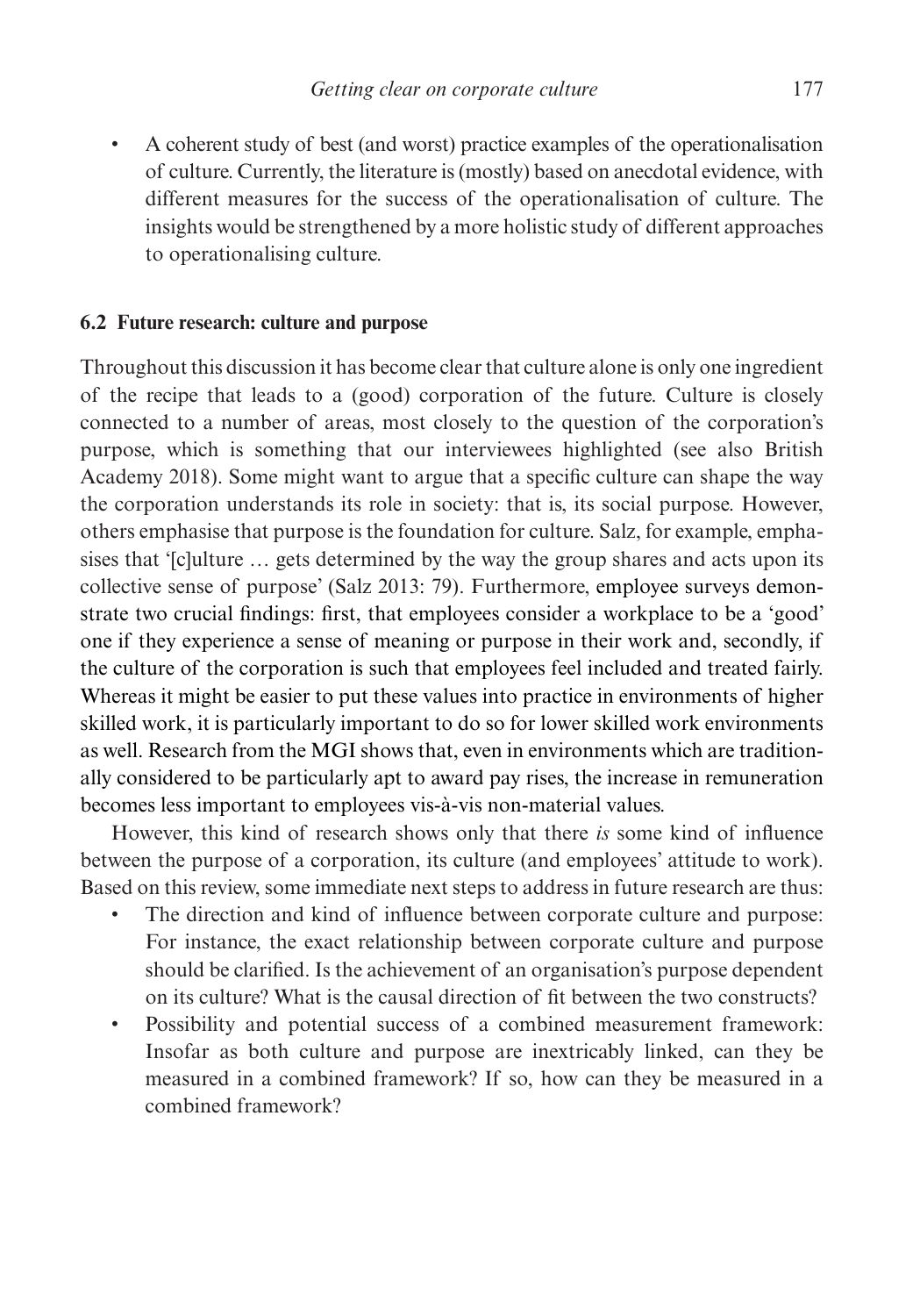- A coherent study of best (and worst) practice examples of the operationalisation of culture. Currently, the literature is (mostly) based on anecdotal evidence, with different measures for the success of the operationalisation of culture. The insights would be strengthened by a more holistic study of different approaches to operationalising culture.

### 6.2 Future research: culture and purpose

Throughout this discussion it has become clear that culture alone is only one ingredient of the recipe that leads to a (good) corporation of the future. Culture is closely connected to a number of areas, most closely to the question of the corporation's purpose, which is something that our interviewees highlighted (see also British Academy 2018). Some might want to argue that a specific culture can shape the way the corporation understands its role in society: that is, its social purpose. However, others emphasise that purpose is the foundation for culture. Salz, for example, emphasises that '[c]ulture … gets determined by the way the group shares and acts upon its collective sense of purpose' (Salz 2013: 79). Furthermore, employee surveys demonstrate two crucial findings: first, that employees consider a workplace to be a 'good' one if they experience a sense of meaning or purpose in their work and, secondly, if the culture of the corporation is such that employees feel included and treated fairly. Whereas it might be easier to put these values into practice in environments of higher skilled work, it is particularly important to do so for lower skilled work environments as well. Research from the MGI shows that, even in environments which are traditionally considered to be particularly apt to award pay rises, the increase in remuneration becomes less important to employees vis-à-vis non-material values.

However, this kind of research shows only that there *is* some kind of influence between the purpose of a corporation, its culture (and employees' attitude to work). Based on this review, some immediate next steps to address in future research are thus:

- The direction and kind of influence between corporate culture and purpose: For instance, the exact relationship between corporate culture and purpose should be clarified. Is the achievement of an organisation's purpose dependent on its culture? What is the causal direction of fit between the two constructs?
- Possibility and potential success of a combined measurement framework: Insofar as both culture and purpose are inextricably linked, can they be measured in a combined framework? If so, how can they be measured in a combined framework?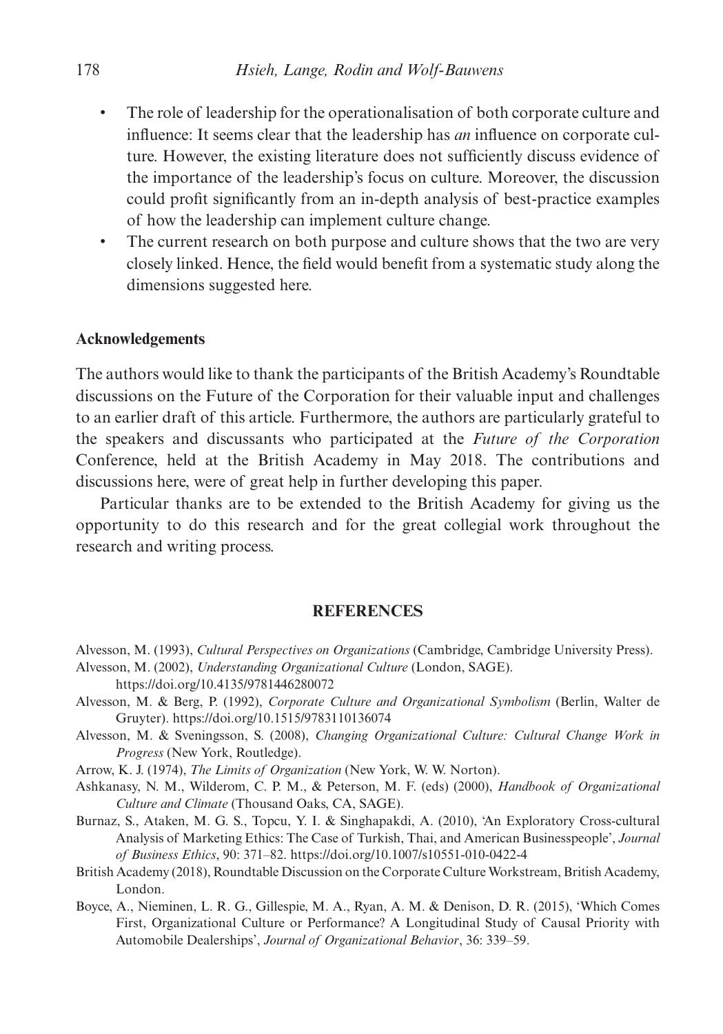- The role of leadership for the operationalisation of both corporate culture and influence: It seems clear that the leadership has *an* influence on corporate culture. However, the existing literature does not sufficiently discuss evidence of the importance of the leadership's focus on culture. Moreover, the discussion could profit significantly from an in-depth analysis of best-practice examples of how the leadership can implement culture change.
- The current research on both purpose and culture shows that the two are very closely linked. Hence, the field would benefit from a systematic study along the dimensions suggested here.

### Acknowledgements

The authors would like to thank the participants of the British Academy's Roundtable discussions on the Future of the Corporation for their valuable input and challenges to an earlier draft of this article. Furthermore, the authors are particularly grateful to the speakers and discussants who participated at the *Future of the Corporation* Conference, held at the British Academy in May 2018. The contributions and discussions here, were of great help in further developing this paper.

Particular thanks are to be extended to the British Academy for giving us the opportunity to do this research and for the great collegial work throughout the research and writing process.

## REFERENCES

Alvesson, M. (1993), *Cultural Perspectives on Organizations* (Cambridge, Cambridge University Press).

Alvesson, M. (2002), *Understanding Organizational Culture* (London, SAGE). https://doi.org/10.4135/9781446280072

Alvesson, M. & Berg, P. (1992), *Corporate Culture and Organizational Symbolism* (Berlin, Walter de Gruyter). https://doi.org/10.1515/9783110136074

Alvesson, M. & Sveningsson, S. (2008), *Changing Organizational Culture: Cultural Change Work in Progress* (New York, Routledge).

Arrow, K. J. (1974), *The Limits of Organization* (New York, W. W. Norton).

Ashkanasy, N. M., Wilderom, C. P. M., & Peterson, M. F. (eds) (2000), *Handbook of Organizational Culture and Climate* (Thousand Oaks, CA, SAGE).

Burnaz, S., Ataken, M. G. S., Topcu, Y. I. & Singhapakdi, A. (2010), 'An Exploratory Cross-cultural Analysis of Marketing Ethics: The Case of Turkish, Thai, and American Businesspeople', *Journal of Business Ethics*, 90: 371–82. https://doi.org/10.1007/s10551-010-0422-4

British Academy (2018), Roundtable Discussion on the Corporate Culture Workstream, British Academy, London.

Boyce, A., Nieminen, L. R. G., Gillespie, M. A., Ryan, A. M. & Denison, D. R. (2015), 'Which Comes First, Organizational Culture or Performance? A Longitudinal Study of Causal Priority with Automobile Dealerships', *Journal of Organizational Behavior*, 36: 339–59.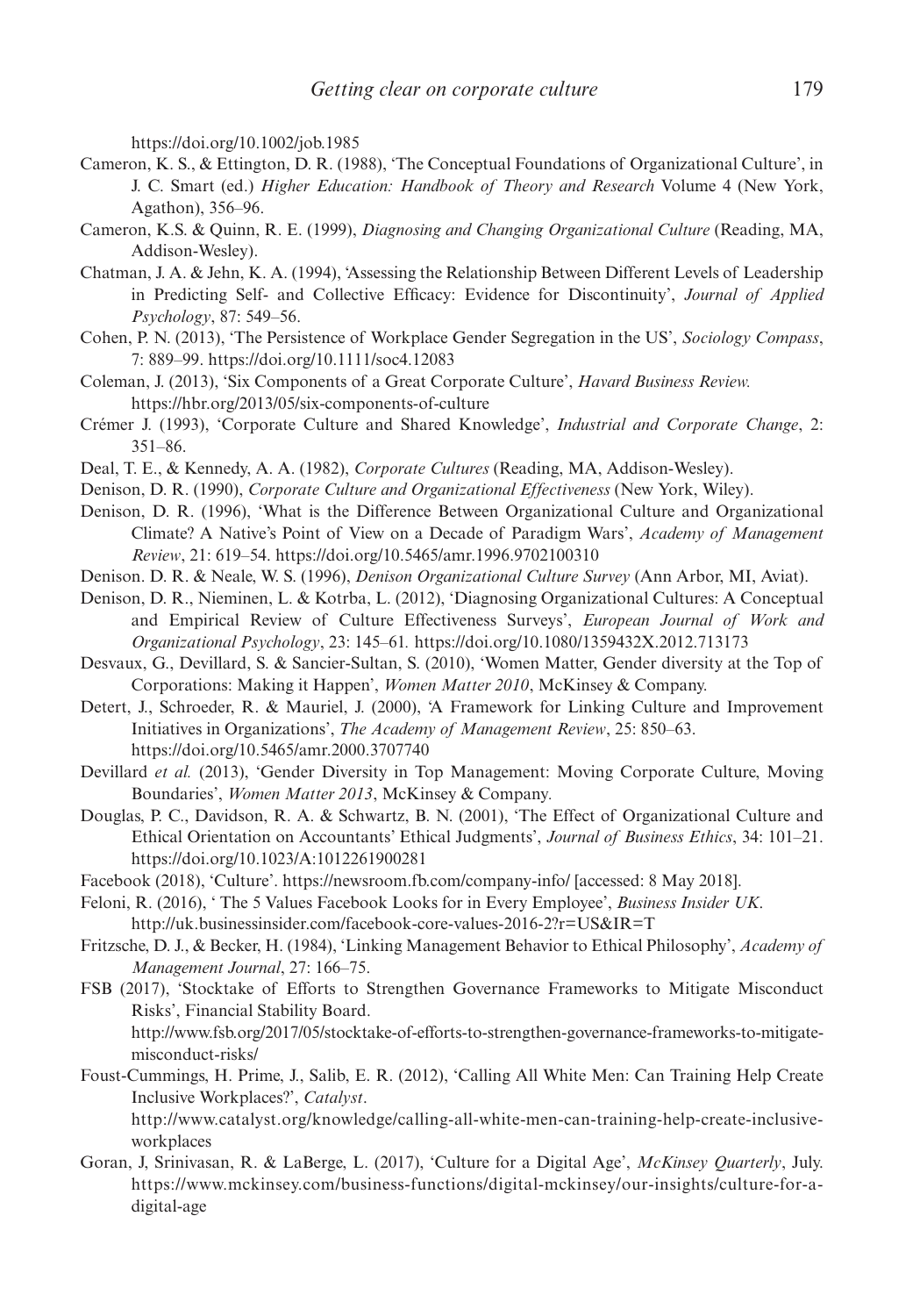https://doi.org/10.1002/job.1985

Cameron, K. S., & Ettington, D. R. (1988), 'The Conceptual Foundations of Organizational Culture', in J. C. Smart (ed.) *Higher Education: Handbook of Theory and Research* Volume 4 (New York, Agathon), 356–96.

Cameron, K.S. & Quinn, R. E. (1999), *Diagnosing and Changing Organizational Culture* (Reading, MA, Addison-Wesley).

Chatman, J. A. & Jehn, K. A. (1994), 'Assessing the Relationship Between Different Levels of Leadership in Predicting Self- and Collective Efficacy: Evidence for Discontinuity', *Journal of Applied Psychology*, 87: 549–56.

Cohen, P. N. (2013), 'The Persistence of Workplace Gender Segregation in the US', *Sociology Compass*, 7: 889–99. https://doi.org/10.1111/soc4.12083

Coleman, J. (2013), 'Six Components of a Great Corporate Culture', *Havard Business Review.* https://hbr.org/2013/05/six-components-of-culture

Crémer J. (1993), 'Corporate Culture and Shared Knowledge', *Industrial and Corporate Change*, 2: 351–86.

Deal, T. E., & Kennedy, A. A. (1982), *Corporate Cultures* (Reading, MA, Addison-Wesley).

Denison, D. R. (1990), *Corporate Culture and Organizational Effectiveness* (New York, Wiley).

Denison, D. R. (1996), 'What is the Difference Between Organizational Culture and Organizational Climate? A Native's Point of View on a Decade of Paradigm Wars', *Academy of Management Review*, 21: 619–54. https://doi.org/10.5465/amr.1996.9702100310

Denison. D. R. & Neale, W. S. (1996), *Denison Organizational Culture Survey* (Ann Arbor, MI, Aviat).

Denison, D. R., Nieminen, L. & Kotrba, L. (2012), 'Diagnosing Organizational Cultures: A Conceptual and Empirical Review of Culture Effectiveness Surveys', *European Journal of Work and Organizational Psychology*, 23: 145–61. https://doi.org/10.1080/1359432X.2012.713173

Desvaux, G., Devillard, S. & Sancier-Sultan, S. (2010), 'Women Matter, Gender diversity at the Top of Corporations: Making it Happen', *Women Matter 2010*, McKinsey & Company.

Detert, J., Schroeder, R. & Mauriel, J. (2000), 'A Framework for Linking Culture and Improvement Initiatives in Organizations', *The Academy of Management Review*, 25: 850–63. https://doi.org/10.5465/amr.2000.3707740

Devillard *et al.* (2013), 'Gender Diversity in Top Management: Moving Corporate Culture, Moving Boundaries', *Women Matter 2013*, McKinsey & Company.

Douglas, P. C., Davidson, R. A. & Schwartz, B. N. (2001), 'The Effect of Organizational Culture and Ethical Orientation on Accountants' Ethical Judgments', *Journal of Business Ethics*, 34: 101–21. https://doi.org/10.1023/A:1012261900281

Facebook (2018), 'Culture'. https://newsroom.fb.com/company-info/ [accessed: 8 May 2018].

Feloni, R. (2016), ' The 5 Values Facebook Looks for in Every Employee', *Business Insider UK*. http://uk.businessinsider.com/facebook-core-values-2016-2?r=US&IR=T

Fritzsche, D. J., & Becker, H. (1984), 'Linking Management Behavior to Ethical Philosophy', *Academy of Management Journal*, 27: 166–75.

FSB (2017), 'Stocktake of Efforts to Strengthen Governance Frameworks to Mitigate Misconduct Risks', Financial Stability Board. http://www.fsb.org/2017/05/stocktake-of-efforts-to-strengthen-governance-frameworks-to-mitigate-misconduct-risks/

Foust-Cummings, H. Prime, J., Salib, E. R. (2012), 'Calling All White Men: Can Training Help Create Inclusive Workplaces?', *Catalyst*. http://www.catalyst.org/knowledge/calling-all-white-men-can-training-help-create-inclusive-workplaces

Goran, J, Srinivasan, R. & LaBerge, L. (2017), 'Culture for a Digital Age', *McKinsey Quarterly*, July. https://www.mckinsey.com/business-functions/digital-mckinsey/our-insights/culture-for-a-digital-age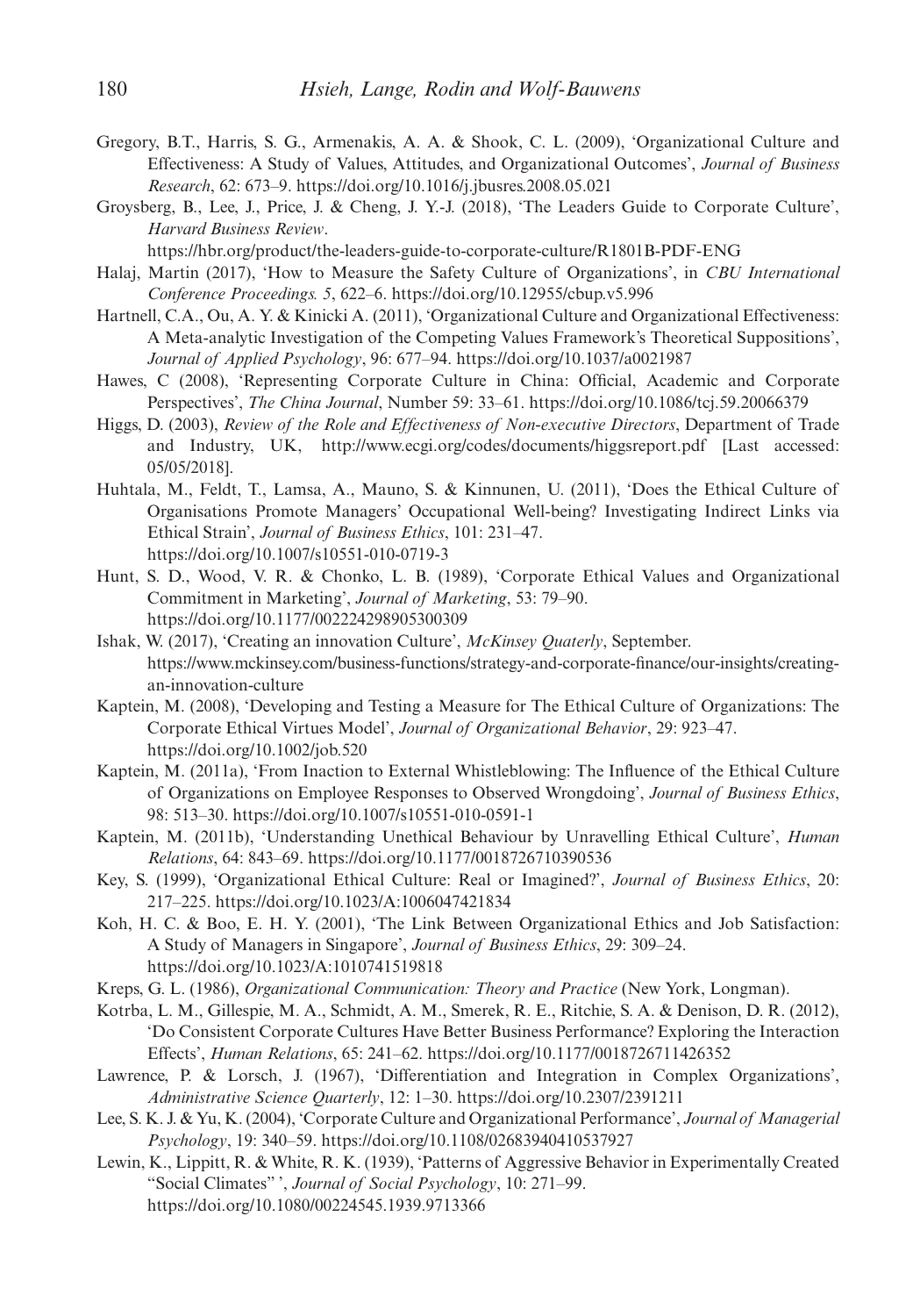Gregory, B.T., Harris, S. G., Armenakis, A. A. & Shook, C. L. (2009), 'Organizational Culture and Effectiveness: A Study of Values, Attitudes, and Organizational Outcomes', *Journal of Business Research*, 62: 673–9. https://doi.org/10.1016/j.jbusres.2008.05.021

Groysberg, B., Lee, J., Price, J. & Cheng, J. Y.-J. (2018), 'The Leaders Guide to Corporate Culture', *Harvard Business Review*. https://hbr.org/product/the-leaders-guide-to-corporate-culture/R1801B-PDF-ENG

Halaj, Martin (2017), 'How to Measure the Safety Culture of Organizations', in *CBU International Conference Proceedings. 5*, 622–6. https://doi.org/10.12955/cbup.v5.996

Hartnell, C.A., Ou, A. Y. & Kinicki A. (2011), 'Organizational Culture and Organizational Effectiveness: A Meta-analytic Investigation of the Competing Values Framework's Theoretical Suppositions', *Journal of Applied Psychology*, 96: 677–94. https://doi.org/10.1037/a0021987

Hawes, C (2008), 'Representing Corporate Culture in China: Official, Academic and Corporate Perspectives', *The China Journal*, Number 59: 33–61. https://doi.org/10.1086/tcj.59.20066379

Higgs, D. (2003), *Review of the Role and Effectiveness of Non-executive Directors*, Department of Trade and Industry, UK, http://www.ecgi.org/codes/documents/higgsreport.pdf [Last accessed: 05/05/2018].

Huhtala, M., Feldt, T., Lamsa, A., Mauno, S. & Kinnunen, U. (2011), 'Does the Ethical Culture of Organisations Promote Managers' Occupational Well-being? Investigating Indirect Links via Ethical Strain', *Journal of Business Ethics*, 101: 231–47. https://doi.org/10.1007/s10551-010-0719-3

Hunt, S. D., Wood, V. R. & Chonko, L. B. (1989), 'Corporate Ethical Values and Organizational Commitment in Marketing', *Journal of Marketing*, 53: 79–90. https://doi.org/10.1177/002224298905300309

Ishak, W. (2017), 'Creating an innovation Culture', *McKinsey Quaterly*, September. https://www.mckinsey.com/business-functions/strategy-and-corporate-finance/our-insights/creating-an-innovation-culture

Kaptein, M. (2008), 'Developing and Testing a Measure for The Ethical Culture of Organizations: The Corporate Ethical Virtues Model', *Journal of Organizational Behavior*, 29: 923–47. https://doi.org/10.1002/job.520

Kaptein, M. (2011a), 'From Inaction to External Whistleblowing: The Influence of the Ethical Culture of Organizations on Employee Responses to Observed Wrongdoing', *Journal of Business Ethics*, 98: 513–30. https://doi.org/10.1007/s10551-010-0591-1

Kaptein, M. (2011b), 'Understanding Unethical Behaviour by Unravelling Ethical Culture', *Human Relations*, 64: 843–69. https://doi.org/10.1177/0018726710390536

Key, S. (1999), 'Organizational Ethical Culture: Real or Imagined?', *Journal of Business Ethics*, 20: 217–225. https://doi.org/10.1023/A:1006047421834

Koh, H. C. & Boo, E. H. Y. (2001), 'The Link Between Organizational Ethics and Job Satisfaction: A Study of Managers in Singapore', *Journal of Business Ethics*, 29: 309–24. https://doi.org/10.1023/A:1010741519818

Kreps, G. L. (1986), *Organizational Communication: Theory and Practice* (New York, Longman).

Kotrba, L. M., Gillespie, M. A., Schmidt, A. M., Smerek, R. E., Ritchie, S. A. & Denison, D. R. (2012), 'Do Consistent Corporate Cultures Have Better Business Performance? Exploring the Interaction Effects', *Human Relations*, 65: 241–62. https://doi.org/10.1177/0018726711426352

Lawrence, P. & Lorsch, J. (1967), 'Differentiation and Integration in Complex Organizations', *Administrative Science Quarterly*, 12: 1–30. https://doi.org/10.2307/2391211

Lee, S. K. J. & Yu, K. (2004), 'Corporate Culture and Organizational Performance', *Journal of Managerial Psychology*, 19: 340–59. https://doi.org/10.1108/02683940410537927

Lewin, K., Lippitt, R. & White, R. K. (1939), 'Patterns of Aggressive Behavior in Experimentally Created "Social Climates" ', *Journal of Social Psychology*, 10: 271–99. https://doi.org/10.1080/00224545.1939.9713366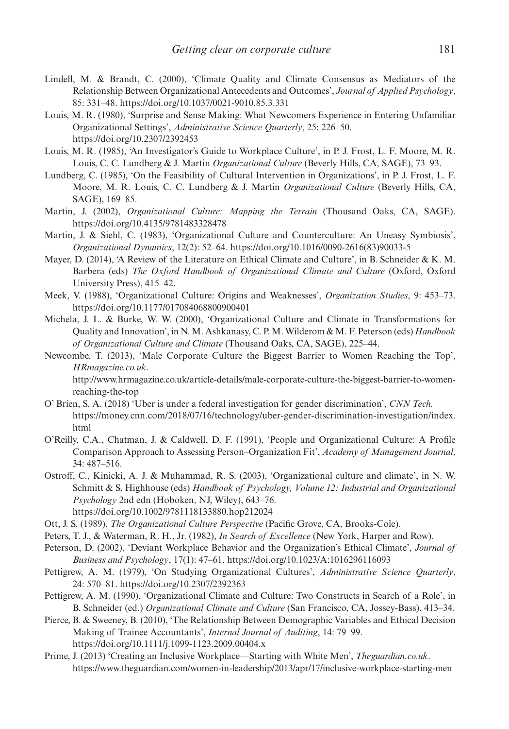Lindell, M. & Brandt, C. (2000), 'Climate Quality and Climate Consensus as Mediators of the Relationship Between Organizational Antecedents and Outcomes', *Journal of Applied Psychology*, 85: 331–48. https://doi.org/10.1037/0021-9010.85.3.331

Louis, M. R. (1980), 'Surprise and Sense Making: What Newcomers Experience in Entering Unfamiliar Organizational Settings', *Administrative Science Quarterly*, 25: 226–50. https://doi.org/10.2307/2392453

Louis, M. R. (1985), 'An Investigator's Guide to Workplace Culture', in P. J. Frost, L. F. Moore, M. R. Louis, C. C. Lundberg & J. Martin *Organizational Culture* (Beverly Hills, CA, SAGE), 73–93.

Lundberg, C. (1985), 'On the Feasibility of Cultural Intervention in Organizations', in P. J. Frost, L. F. Moore, M. R. Louis, C. C. Lundberg & J. Martin *Organizational Culture* (Beverly Hills, CA, SAGE), 169–85.

Martin, J. (2002), *Organizational Culture: Mapping the Terrain* (Thousand Oaks, CA, SAGE). https://doi.org/10.4135/9781483328478

Martin, J. & Siehl, C. (1983), 'Organizational Culture and Counterculture: An Uneasy Symbiosis', *Organizational Dynamics*, 12(2): 52–64. https://doi.org/10.1016/0090-2616(83)90033-5

Mayer, D. (2014), 'A Review of the Literature on Ethical Climate and Culture', in B. Schneider & K. M. Barbera (eds) *The Oxford Handbook of Organizational Climate and Culture* (Oxford, Oxford University Press), 415–42.

Meek, V. (1988), 'Organizational Culture: Origins and Weaknesses', *Organization Studies*, 9: 453–73. https://doi.org/10.1177/017084068800900401

Michela, J. L. & Burke, W. W. (2000), 'Organizational Culture and Climate in Transformations for Quality and Innovation', in N. M. Ashkanasy, C. P. M. Wilderom & M. F. Peterson (eds) *Handbook of Organizational Culture and Climate* (Thousand Oaks, CA, SAGE), 225–44.

Newcombe, T. (2013), 'Male Corporate Culture the Biggest Barrier to Women Reaching the Top', *HRmagazine.co.uk*. http://www.hrmagazine.co.uk/article-details/male-corporate-culture-the-biggest-barrier-to-women-reaching-the-top

O' Brien, S. A. (2018) 'Uber is under a federal investigation for gender discrimination', *CNN Tech.* https://money.cnn.com/2018/07/16/technology/uber-gender-discrimination-investigation/index.html

O'Reilly, C.A., Chatman, J. & Caldwell, D. F. (1991), 'People and Organizational Culture: A Profile Comparison Approach to Assessing Person–Organization Fit', *Academy of Management Journal*, 34: 487–516.

Ostroff, C., Kinicki, A. J. & Muhammad, R. S. (2003), 'Organizational culture and climate', in N. W. Schmitt & S. Highhouse (eds) *Handbook of Psychology, Volume 12: Industrial and Organizational Psychology* 2nd edn (Hoboken, NJ, Wiley), 643–76. https://doi.org/10.1002/9781118133880.hop212024

Ott, J. S. (1989), *The Organizational Culture Perspective* (Pacific Grove, CA, Brooks-Cole).

Peters, T. J., & Waterman, R. H., Jr. (1982), *In Search of Excellence* (New York, Harper and Row).

Peterson, D. (2002), 'Deviant Workplace Behavior and the Organization's Ethical Climate', *Journal of Business and Psychology*, 17(1): 47–61. https://doi.org/10.1023/A:1016296116093

Pettigrew, A. M. (1979), 'On Studying Organizational Cultures', *Administrative Science Quarterly*, 24: 570–81. https://doi.org/10.2307/2392363

Pettigrew, A. M. (1990), 'Organizational Climate and Culture: Two Constructs in Search of a Role', in B. Schneider (ed.) *Organizational Climate and Culture* (San Francisco, CA, Jossey-Bass), 413–34.

Pierce, B. & Sweeney, B. (2010), 'The Relationship Between Demographic Variables and Ethical Decision Making of Trainee Accountants', *Internal Journal of Auditing*, 14: 79–99. https://doi.org/10.1111/j.1099-1123.2009.00404.x

Prime, J. (2013) 'Creating an Inclusive Workplace—Starting with White Men', *Theguardian.co.uk*. https://www.theguardian.com/women-in-leadership/2013/apr/17/inclusive-workplace-starting-men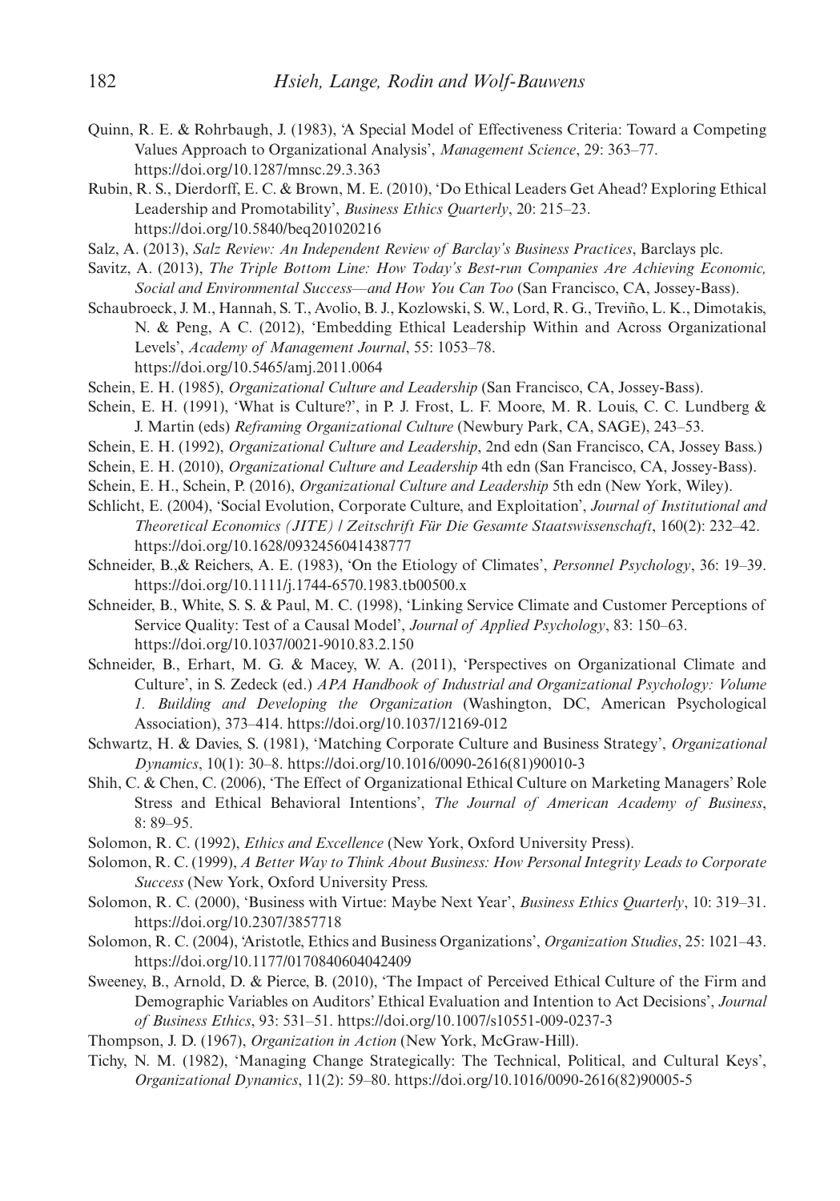Quinn, R. E. & Rohrbaugh, J. (1983), 'A Special Model of Effectiveness Criteria: Toward a Competing Values Approach to Organizational Analysis', *Management Science*, 29: 363–77. https://doi.org/10.1287/mnsc.29.3.363

Rubin, R. S., Dierdorff, E. C. & Brown, M. E. (2010), 'Do Ethical Leaders Get Ahead? Exploring Ethical Leadership and Promotability', *Business Ethics Quarterly*, 20: 215–23. https://doi.org/10.5840/beq201020216

Salz, A. (2013), *Salz Review: An Independent Review of Barclay's Business Practices*, Barclays plc.

Savitz, A. (2013), *The Triple Bottom Line: How Today's Best-run Companies Are Achieving Economic, Social and Environmental Success—and How You Can Too* (San Francisco, CA, Jossey-Bass).

Schaubroeck, J. M., Hannah, S. T., Avolio, B. J., Kozlowski, S. W., Lord, R. G., Treviño, L. K., Dimotakis, N. & Peng, A C. (2012), 'Embedding Ethical Leadership Within and Across Organizational Levels', *Academy of Management Journal*, 55: 1053–78. https://doi.org/10.5465/amj.2011.0064

Schein, E. H. (1985), *Organizational Culture and Leadership* (San Francisco, CA, Jossey-Bass).

Schein, E. H. (1991), 'What is Culture?', in P. J. Frost, L. F. Moore, M. R. Louis, C. C. Lundberg & J. Martin (eds) *Reframing Organizational Culture* (Newbury Park, CA, SAGE), 243–53.

Schein, E. H. (1992), *Organizational Culture and Leadership*, 2nd edn (San Francisco, CA, Jossey Bass.)

Schein, E. H. (2010), *Organizational Culture and Leadership* 4th edn (San Francisco, CA, Jossey-Bass).

Schein, E. H., Schein, P. (2016), *Organizational Culture and Leadership* 5th edn (New York, Wiley).

Schlicht, E. (2004), 'Social Evolution, Corporate Culture, and Exploitation', *Journal of Institutional and Theoretical Economics (JITE) / Zeitschrift Für Die Gesamte Staatswissenschaft*, 160(2): 232–42. https://doi.org/10.1628/0932456041438777

Schneider, B.,& Reichers, A. E. (1983), 'On the Etiology of Climates', *Personnel Psychology*, 36: 19–39. https://doi.org/10.1111/j.1744-6570.1983.tb00500.x

Schneider, B., White, S. S. & Paul, M. C. (1998), 'Linking Service Climate and Customer Perceptions of Service Quality: Test of a Causal Model', *Journal of Applied Psychology*, 83: 150–63. https://doi.org/10.1037/0021-9010.83.2.150

Schneider, B., Erhart, M. G. & Macey, W. A. (2011), 'Perspectives on Organizational Climate and Culture', in S. Zedeck (ed.) *APA Handbook of Industrial and Organizational Psychology: Volume 1. Building and Developing the Organization* (Washington, DC, American Psychological Association), 373–414. https://doi.org/10.1037/12169-012

Schwartz, H. & Davies, S. (1981), 'Matching Corporate Culture and Business Strategy', *Organizational Dynamics*, 10(1): 30–8. https://doi.org/10.1016/0090-2616(81)90010-3

Shih, C. & Chen, C. (2006), 'The Effect of Organizational Ethical Culture on Marketing Managers' Role Stress and Ethical Behavioral Intentions', *The Journal of American Academy of Business*, 8: 89–95.

Solomon, R. C. (1992), *Ethics and Excellence* (New York, Oxford University Press).

Solomon, R. C. (1999), *A Better Way to Think About Business: How Personal Integrity Leads to Corporate Success* (New York, Oxford University Press.

Solomon, R. C. (2000), 'Business with Virtue: Maybe Next Year', *Business Ethics Quarterly*, 10: 319–31. https://doi.org/10.2307/3857718

Solomon, R. C. (2004), 'Aristotle, Ethics and Business Organizations', *Organization Studies*, 25: 1021–43. https://doi.org/10.1177/0170840604042409

Sweeney, B., Arnold, D. & Pierce, B. (2010), 'The Impact of Perceived Ethical Culture of the Firm and Demographic Variables on Auditors' Ethical Evaluation and Intention to Act Decisions', *Journal of Business Ethics*, 93: 531–51. https://doi.org/10.1007/s10551-009-0237-3

Thompson, J. D. (1967), *Organization in Action* (New York, McGraw-Hill).

Tichy, N. M. (1982), 'Managing Change Strategically: The Technical, Political, and Cultural Keys', *Organizational Dynamics*, 11(2): 59–80. https://doi.org/10.1016/0090-2616(82)90005-5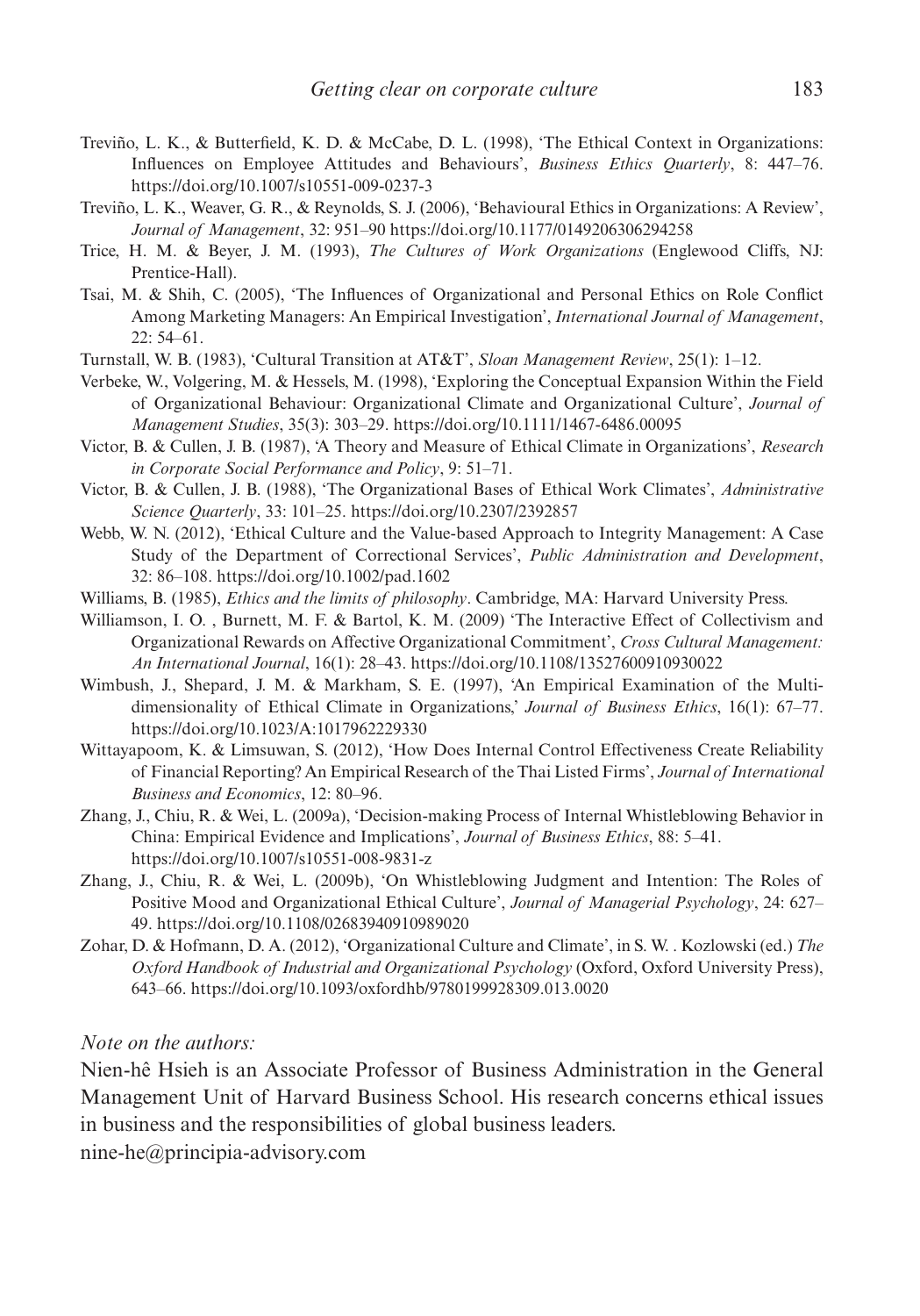Treviño, L. K., & Butterfield, K. D. & McCabe, D. L. (1998), 'The Ethical Context in Organizations: Influences on Employee Attitudes and Behaviours', *Business Ethics Quarterly*, 8: 447–76. https://doi.org/10.1007/s10551-009-0237-3

Treviño, L. K., Weaver, G. R., & Reynolds, S. J. (2006), 'Behavioural Ethics in Organizations: A Review', *Journal of Management*, 32: 951–90 https://doi.org/10.1177/0149206306294258

Trice, H. M. & Beyer, J. M. (1993), *The Cultures of Work Organizations* (Englewood Cliffs, NJ: Prentice-Hall).

Tsai, M. & Shih, C. (2005), 'The Influences of Organizational and Personal Ethics on Role Conflict Among Marketing Managers: An Empirical Investigation', *International Journal of Management*, 22: 54–61.

Turnstall, W. B. (1983), 'Cultural Transition at AT&T', *Sloan Management Review*, 25(1): 1–12.

Verbeke, W., Volgering, M. & Hessels, M. (1998), 'Exploring the Conceptual Expansion Within the Field of Organizational Behaviour: Organizational Climate and Organizational Culture', *Journal of Management Studies*, 35(3): 303–29. https://doi.org/10.1111/1467-6486.00095

Victor, B. & Cullen, J. B. (1987), 'A Theory and Measure of Ethical Climate in Organizations', *Research in Corporate Social Performance and Policy*, 9: 51–71.

Victor, B. & Cullen, J. B. (1988), 'The Organizational Bases of Ethical Work Climates', *Administrative Science Quarterly*, 33: 101–25. https://doi.org/10.2307/2392857

Webb, W. N. (2012), 'Ethical Culture and the Value-based Approach to Integrity Management: A Case Study of the Department of Correctional Services', *Public Administration and Development*, 32: 86–108. https://doi.org/10.1002/pad.1602

Williams, B. (1985), *Ethics and the limits of philosophy*. Cambridge, MA: Harvard University Press.

Williamson, I. O. , Burnett, M. F. & Bartol, K. M. (2009) 'The Interactive Effect of Collectivism and Organizational Rewards on Affective Organizational Commitment', *Cross Cultural Management: An International Journal*, 16(1): 28–43. https://doi.org/10.1108/13527600910930022

Wimbush, J., Shepard, J. M. & Markham, S. E. (1997), 'An Empirical Examination of the Multi-dimensionality of Ethical Climate in Organizations,' *Journal of Business Ethics*, 16(1): 67–77. https://doi.org/10.1023/A:1017962229330

Wittayapoom, K. & Limsuwan, S. (2012), 'How Does Internal Control Effectiveness Create Reliability of Financial Reporting? An Empirical Research of the Thai Listed Firms', *Journal of International Business and Economics*, 12: 80–96.

Zhang, J., Chiu, R. & Wei, L. (2009a), 'Decision-making Process of Internal Whistleblowing Behavior in China: Empirical Evidence and Implications', *Journal of Business Ethics*, 88: 5–41. https://doi.org/10.1007/s10551-008-9831-z

Zhang, J., Chiu, R. & Wei, L. (2009b), 'On Whistleblowing Judgment and Intention: The Roles of Positive Mood and Organizational Ethical Culture', *Journal of Managerial Psychology*, 24: 627–49. https://doi.org/10.1108/02683940910989020

Zohar, D. & Hofmann, D. A. (2012), 'Organizational Culture and Climate', in S. W. . Kozlowski (ed.) *The Oxford Handbook of Industrial and Organizational Psychology* (Oxford, Oxford University Press), 643–66. https://doi.org/10.1093/oxfordhb/9780199928309.013.0020

*Note on the authors:*

Nien-hê Hsieh is an Associate Professor of Business Administration in the General Management Unit of Harvard Business School. His research concerns ethical issues in business and the responsibilities of global business leaders.
nine-he@principia-advisory.com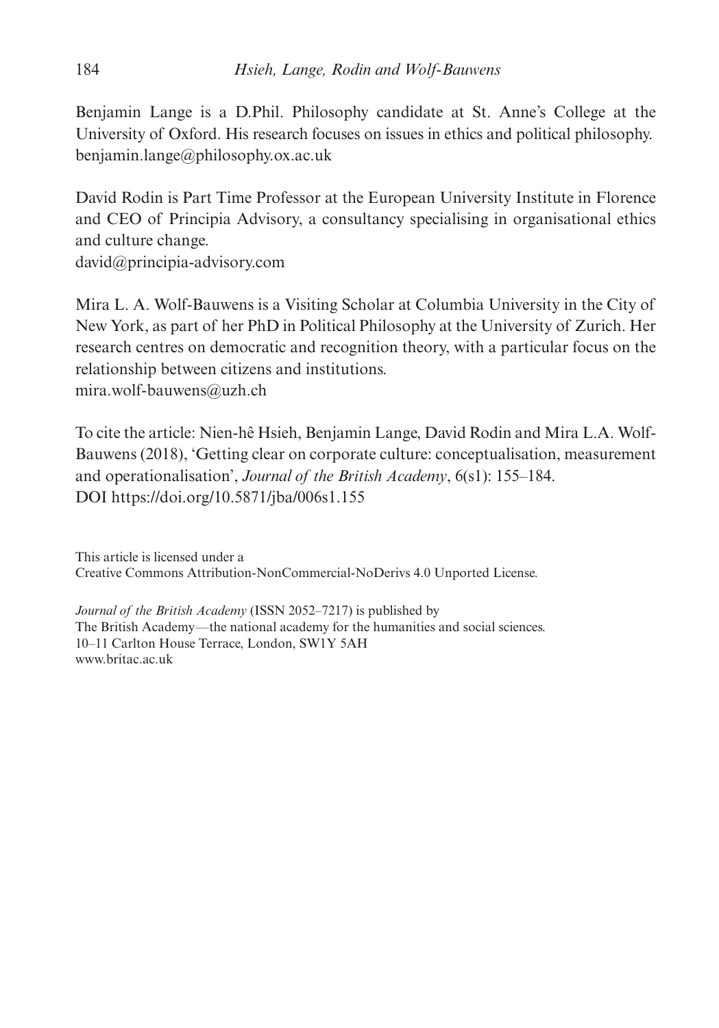Benjamin Lange is a D.Phil. Philosophy candidate at St. Anne's College at the University of Oxford. His research focuses on issues in ethics and political philosophy.
benjamin.lange@philosophy.ox.ac.uk

David Rodin is Part Time Professor at the European University Institute in Florence and CEO of Principia Advisory, a consultancy specialising in organisational ethics and culture change.
david@principia-advisory.com

Mira L. A. Wolf-Bauwens is a Visiting Scholar at Columbia University in the City of New York, as part of her PhD in Political Philosophy at the University of Zurich. Her research centres on democratic and recognition theory, with a particular focus on the relationship between citizens and institutions.
mira.wolf-bauwens@uzh.ch

To cite the article: Nien-hê Hsieh, Benjamin Lange, David Rodin and Mira L.A. Wolf-Bauwens (2018), 'Getting clear on corporate culture: conceptualisation, measurement and operationalisation', *Journal of the British Academy*, 6(s1): 155–184.
DOI https://doi.org/10.5871/jba/006s1.155

This article is licensed under a
Creative Commons Attribution-NonCommercial-NoDerivs 4.0 Unported License.

*Journal of the British Academy* (ISSN 2052–7217) is published by
The British Academy—the national academy for the humanities and social sciences.
10–11 Carlton House Terrace, London, SW1Y 5AH
www.britac.ac.uk